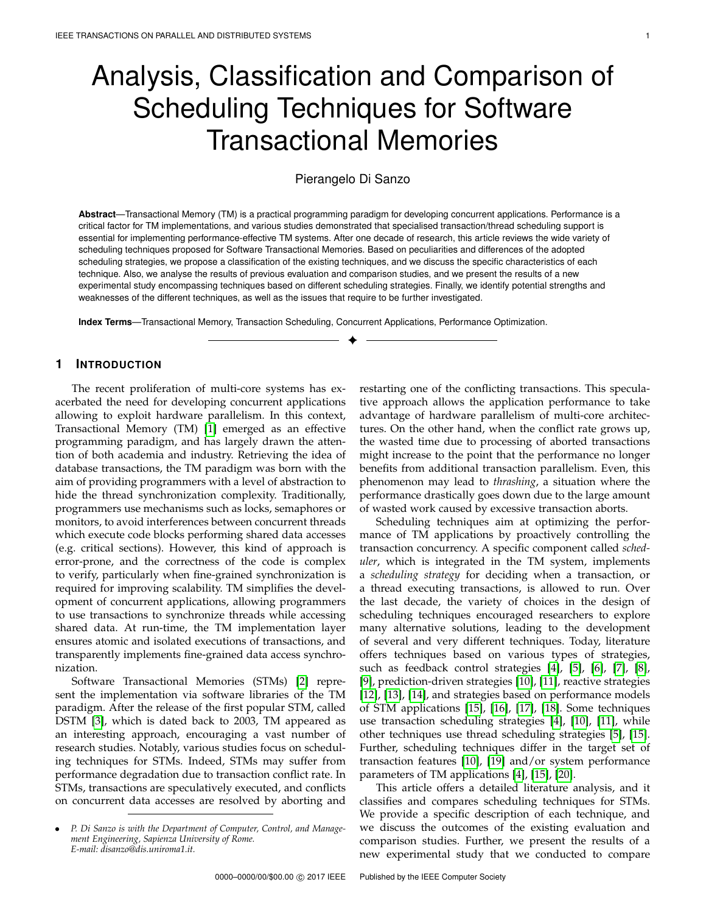# Analysis, Classification and Comparison of Scheduling Techniques for Software Transactional Memories

Pierangelo Di Sanzo

**Abstract**—Transactional Memory (TM) is a practical programming paradigm for developing concurrent applications. Performance is a critical factor for TM implementations, and various studies demonstrated that specialised transaction/thread scheduling support is essential for implementing performance-effective TM systems. After one decade of research, this article reviews the wide variety of scheduling techniques proposed for Software Transactional Memories. Based on peculiarities and differences of the adopted scheduling strategies, we propose a classification of the existing techniques, and we discuss the specific characteristics of each technique. Also, we analyse the results of previous evaluation and comparison studies, and we present the results of a new experimental study encompassing techniques based on different scheduling strategies. Finally, we identify potential strengths and weaknesses of the different techniques, as well as the issues that require to be further investigated.

**Index Terms**—Transactional Memory, Transaction Scheduling, Concurrent Applications, Performance Optimization.

## 1 Introduction

The recent proliferation of multi-core systems has exacerbated the need for developing concurrent applications allowing to exploit hardware parallelism. In this context, Transactional Memory (TM) [1] emerged as an effective programming paradigm, and has largely drawn the attention of both academia and industry. Retrieving the idea of database transactions, the TM paradigm was born with the aim of providing programmers with a level of abstraction to hide the thread synchronization complexity. Traditionally, programmers use mechanisms such as locks, semaphores or monitors, to avoid interferences between concurrent threads which execute code blocks performing shared data accesses (e.g. critical sections). However, this kind of approach is error-prone, and the correctness of the code is complex to verify, particularly when fine-grained synchronization is required for improving scalability. TM simplifies the development of concurrent applications, allowing programmers to use transactions to synchronize threads while accessing shared data. At run-time, the TM implementation layer ensures atomic and isolated executions of transactions, and transparently implements fine-grained data access synchronization.

Software Transactional Memories (STMs) [2] represent the implementation via software libraries of the TM paradigm. After the release of the first popular STM, called DSTM [3], which is dated back to 2003, TM appeared as an interesting approach, encouraging a vast number of research studies. Notably, various studies focus on scheduling techniques for STMs. Indeed, STMs may suffer from performance degradation due to transaction conflict rate. In STMs, transactions are speculatively executed, and conflicts on concurrent data accesses are resolved by aborting and restarting one of the conflicting transactions. This speculative approach allows the application performance to take advantage of hardware parallelism of multi-core architectures. On the other hand, when the conflict rate grows up, the wasted time due to processing of aborted transactions might increase to the point that the performance no longer benefits from additional transaction parallelism. Even, this phenomenon may lead to *thrashing*, a situation where the performance drastically goes down due to the large amount of wasted work caused by excessive transaction aborts.

Scheduling techniques aim at optimizing the performance of TM applications by proactively controlling the transaction concurrency. A specific component called *scheduler*, which is integrated in the TM system, implements a *scheduling strategy* for deciding when a transaction, or a thread executing transactions, is allowed to run. Over the last decade, the variety of choices in the design of scheduling techniques encouraged researchers to explore many alternative solutions, leading to the development of several and very different techniques. Today, literature offers techniques based on various types of strategies, such as feedback control strategies [4], [5], [6], [7], [8], [9], prediction-driven strategies [10], [11], reactive strategies [12], [13], [14], and strategies based on performance models of STM applications [15], [16], [17], [18]. Some techniques use transaction scheduling strategies [4], [10], [11], while other techniques use thread scheduling strategies [5], [15]. Further, scheduling techniques differ in the target set of transaction features [10], [19] and/or system performance parameters of TM applications [4], [15], [20].

This article offers a detailed literature analysis, and it classifies and compares scheduling techniques for STMs. We provide a specific description of each technique, and we discuss the outcomes of the existing evaluation and comparison studies. Further, we present the results of a new experimental study that we conducted to compare

- *P. Di Sanzo is with the Department of Computer, Control, and Management Engineering, Sapienza University of Rome. E-mail: disanzo@dis.uniroma1.it.*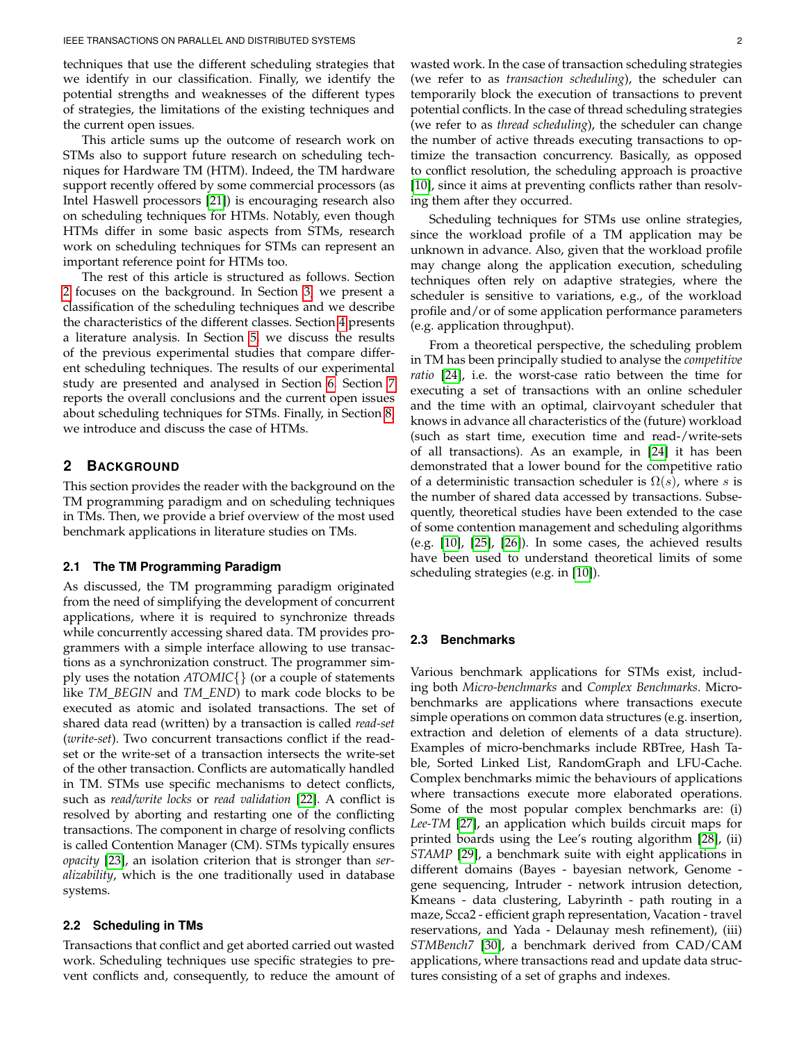techniques that use the different scheduling strategies that we identify in our classification. Finally, we identify the potential strengths and weaknesses of the different types of strategies, the limitations of the existing techniques and the current open issues.

This article sums up the outcome of research work on STMs also to support future research on scheduling techniques for Hardware TM (HTM). Indeed, the TM hardware support recently offered by some commercial processors (as Intel Haswell processors [21]) is encouraging research also on scheduling techniques for HTMs. Notably, even though HTMs differ in some basic aspects from STMs, research work on scheduling techniques for STMs can represent an important reference point for HTMs too.

The rest of this article is structured as follows. Section 2 focuses on the background. In Section 3, we present a classification of the scheduling techniques and we describe the characteristics of the different classes. Section 4 presents a literature analysis. In Section 5, we discuss the results of the previous experimental studies that compare different scheduling techniques. The results of our experimental study are presented and analysed in Section 6. Section 7 reports the overall conclusions and the current open issues about scheduling techniques for STMs. Finally, in Section 8, we introduce and discuss the case of HTMs.

## 2 Background

This section provides the reader with the background on the TM programming paradigm and on scheduling techniques in TMs. Then, we provide a brief overview of the most used benchmark applications in literature studies on TMs.

### 2.1 The TM Programming Paradigm

As discussed, the TM programming paradigm originated from the need of simplifying the development of concurrent applications, where it is required to synchronize threads while concurrently accessing shared data. TM provides programmers with a simple interface allowing to use transactions as a synchronization construct. The programmer simply uses the notation *ATOMIC{}* (or a couple of statements like *TM_BEGIN* and *TM_END*) to mark code blocks to be executed as atomic and isolated transactions. The set of shared data read (written) by a transaction is called *read-set* (*write-set*). Two concurrent transactions conflict if the read-set or the write-set of a transaction intersects the write-set of the other transaction. Conflicts are automatically handled in TM. STMs use specific mechanisms to detect conflicts, such as *read/write locks* or *read validation* [22]. A conflict is resolved by aborting and restarting one of the conflicting transactions. The component in charge of resolving conflicts is called Contention Manager (CM). STMs typically ensures *opacity* [23], an isolation criterion that is stronger than *serializability*, which is the one traditionally used in database systems.

### 2.2 Scheduling in TMs

Transactions that conflict and get aborted carried out wasted work. Scheduling techniques use specific strategies to prevent conflicts and, consequently, to reduce the amount of wasted work. In the case of transaction scheduling strategies (we refer to as *transaction scheduling*), the scheduler can temporarily block the execution of transactions to prevent potential conflicts. In the case of thread scheduling strategies (we refer to as *thread scheduling*), the scheduler can change the number of active threads executing transactions to optimize the transaction concurrency. Basically, as opposed to conflict resolution, the scheduling approach is proactive [10], since it aims at preventing conflicts rather than resolving them after they occurred.

Scheduling techniques for STMs use online strategies, since the workload profile of a TM application may be unknown in advance. Also, given that the workload profile may change along the application execution, scheduling techniques often rely on adaptive strategies, where the scheduler is sensitive to variations, e.g., of the workload profile and/or of some application performance parameters (e.g. application throughput).

From a theoretical perspective, the scheduling problem in TM has been principally studied to analyse the *competitive ratio* [24], i.e. the worst-case ratio between the time for executing a set of transactions with an online scheduler and the time with an optimal, clairvoyant scheduler that knows in advance all characteristics of the (future) workload (such as start time, execution time and read-/write-sets of all transactions). As an example, in [24] it has been demonstrated that a lower bound for the competitive ratio of a deterministic transaction scheduler is $\Omega(s)$, where $s$ is the number of shared data accessed by transactions. Subsequently, theoretical studies have been extended to the case of some contention management and scheduling algorithms (e.g. [10], [25], [26]). In some cases, the achieved results have been used to understand theoretical limits of some scheduling strategies (e.g. in [10]).

### 2.3 Benchmarks

Various benchmark applications for STMs exist, including both *Micro-benchmarks* and *Complex Benchmarks*. Micro-benchmarks are applications where transactions execute simple operations on common data structures (e.g. insertion, extraction and deletion of elements of a data structure). Examples of micro-benchmarks include RBTree, Hash Table, Sorted Linked List, RandomGraph and LFU-Cache. Complex benchmarks mimic the behaviours of applications where transactions execute more elaborated operations. Some of the most popular complex benchmarks are: (i) *Lee-TM* [27], an application which builds circuit maps for printed boards using the Lee's routing algorithm [28], (ii) *STAMP* [29], a benchmark suite with eight applications in different domains (Bayes - bayesian network, Genome - gene sequencing, Intruder - network intrusion detection, Kmeans - data clustering, Labyrinth - path routing in a maze, Scca2 - efficient graph representation, Vacation - travel reservations, and Yada - Delaunay mesh refinement), (iii) *STMBench7* [30], a benchmark derived from CAD/CAM applications, where transactions read and update data structures consisting of a set of graphs and indexes.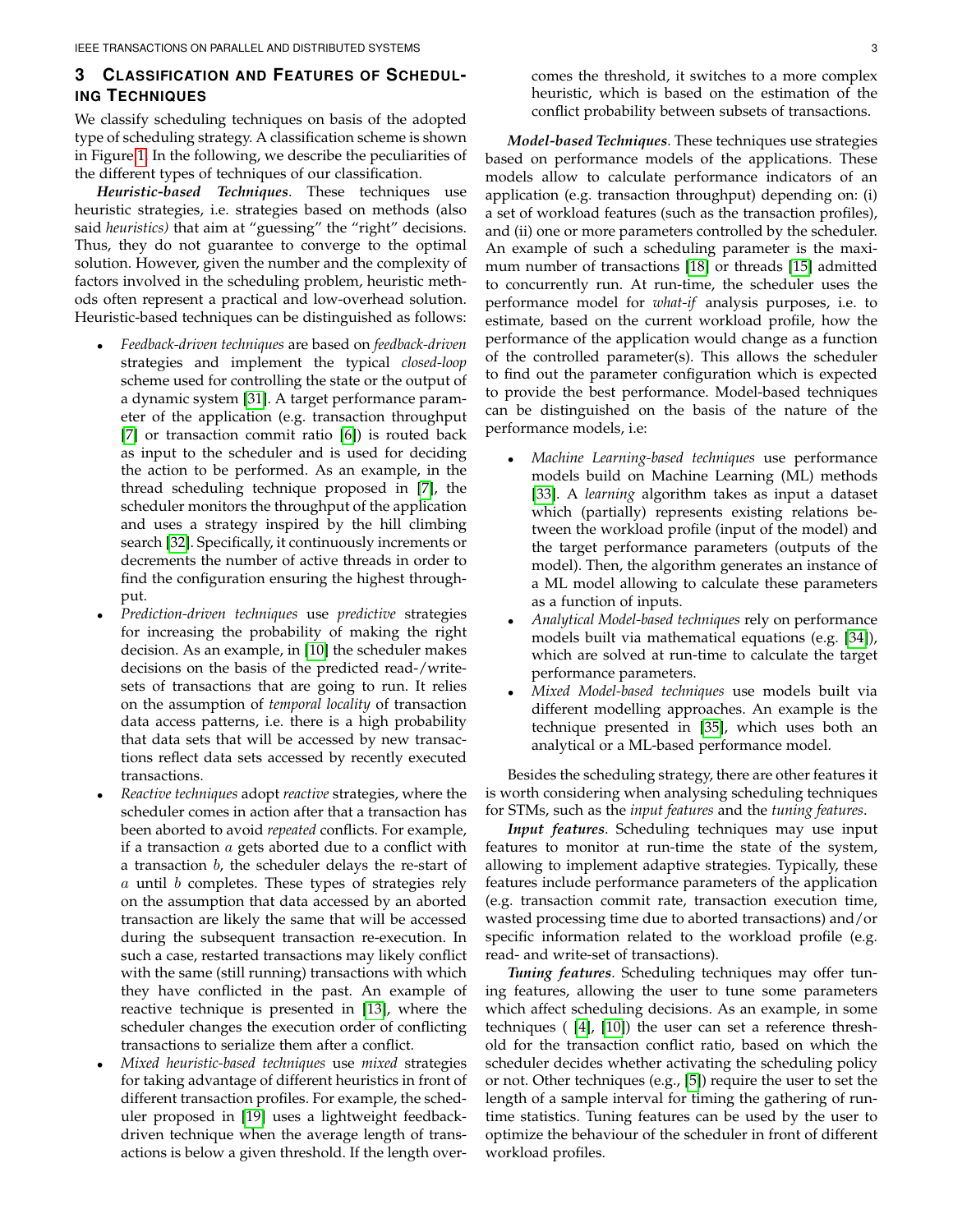## 3 Classification and Features of Scheduling Techniques

We classify scheduling techniques on basis of the adopted type of scheduling strategy. A classification scheme is shown in Figure 1. In the following, we describe the peculiarities of the different types of techniques of our classification.

***Heuristic-based Techniques***. These techniques use heuristic strategies, i.e. strategies based on methods (also said *heuristics)* that aim at "guessing" the "right" decisions. Thus, they do not guarantee to converge to the optimal solution. However, given the number and the complexity of factors involved in the scheduling problem, heuristic methods often represent a practical and low-overhead solution. Heuristic-based techniques can be distinguished as follows:

- *Feedback-driven techniques* are based on *feedback-driven* strategies and implement the typical *closed-loop* scheme used for controlling the state or the output of a dynamic system [31]. A target performance parameter of the application (e.g. transaction throughput [7] or transaction commit ratio [6]) is routed back as input to the scheduler and is used for deciding the action to be performed. As an example, in the thread scheduling technique proposed in [7], the scheduler monitors the throughput of the application and uses a strategy inspired by the hill climbing search [32]. Specifically, it continuously increments or decrements the number of active threads in order to find the configuration ensuring the highest throughput.
- *Prediction-driven techniques* use *predictive* strategies for increasing the probability of making the right decision. As an example, in [10] the scheduler makes decisions on the basis of the predicted read-/write-sets of transactions that are going to run. It relies on the assumption of *temporal locality* of transaction data access patterns, i.e. there is a high probability that data sets that will be accessed by new transactions reflect data sets accessed by recently executed transactions.
- *Reactive techniques* adopt *reactive* strategies, where the scheduler comes in action after that a transaction has been aborted to avoid *repeated* conflicts. For example, if a transaction $a$ gets aborted due to a conflict with a transaction $b$, the scheduler delays the re-start of $a$ until $b$ completes. These types of strategies rely on the assumption that data accessed by an aborted transaction are likely the same that will be accessed during the subsequent transaction re-execution. In such a case, restarted transactions may likely conflict with the same (still running) transactions with which they have conflicted in the past. An example of reactive technique is presented in [13], where the scheduler changes the execution order of conflicting transactions to serialize them after a conflict.
- *Mixed heuristic-based techniques* use *mixed* strategies for taking advantage of different heuristics in front of different transaction profiles. For example, the scheduler proposed in [19] uses a lightweight feedback-driven technique when the average length of transactions is below a given threshold. If the length overcomes the threshold, it switches to a more complex heuristic, which is based on the estimation of the conflict probability between subsets of transactions.

***Model-based Techniques***. These techniques use strategies based on performance models of the applications. These models allow to calculate performance indicators of an application (e.g. transaction throughput) depending on: (i) a set of workload features (such as the transaction profiles), and (ii) one or more parameters controlled by the scheduler. An example of such a scheduling parameter is the maximum number of transactions [18] or threads [15] admitted to concurrently run. At run-time, the scheduler uses the performance model for *what-if* analysis purposes, i.e. to estimate, based on the current workload profile, how the performance of the application would change as a function of the controlled parameter(s). This allows the scheduler to find out the parameter configuration which is expected to provide the best performance. Model-based techniques can be distinguished on the basis of the nature of the performance models, i.e:

- *Machine Learning-based techniques* use performance models build on Machine Learning (ML) methods [33]. A *learning* algorithm takes as input a dataset which (partially) represents existing relations between the workload profile (input of the model) and the target performance parameters (outputs of the model). Then, the algorithm generates an instance of a ML model allowing to calculate these parameters as a function of inputs.
- *Analytical Model-based techniques* rely on performance models built via mathematical equations (e.g. [34]), which are solved at run-time to calculate the target performance parameters.
- *Mixed Model-based techniques* use models built via different modelling approaches. An example is the technique presented in [35], which uses both an analytical or a ML-based performance model.

Besides the scheduling strategy, there are other features it is worth considering when analysing scheduling techniques for STMs, such as the *input features* and the *tuning features*.

***Input features***. Scheduling techniques may use input features to monitor at run-time the state of the system, allowing to implement adaptive strategies. Typically, these features include performance parameters of the application (e.g. transaction commit rate, transaction execution time, wasted processing time due to aborted transactions) and/or specific information related to the workload profile (e.g. read- and write-set of transactions).

***Tuning features***. Scheduling techniques may offer tuning features, allowing the user to tune some parameters which affect scheduling decisions. As an example, in some techniques ( [4], [10]) the user can set a reference threshold for the transaction conflict ratio, based on which the scheduler decides whether activating the scheduling policy or not. Other techniques (e.g., [5]) require the user to set the length of a sample interval for timing the gathering of run-time statistics. Tuning features can be used by the user to optimize the behaviour of the scheduler in front of different workload profiles.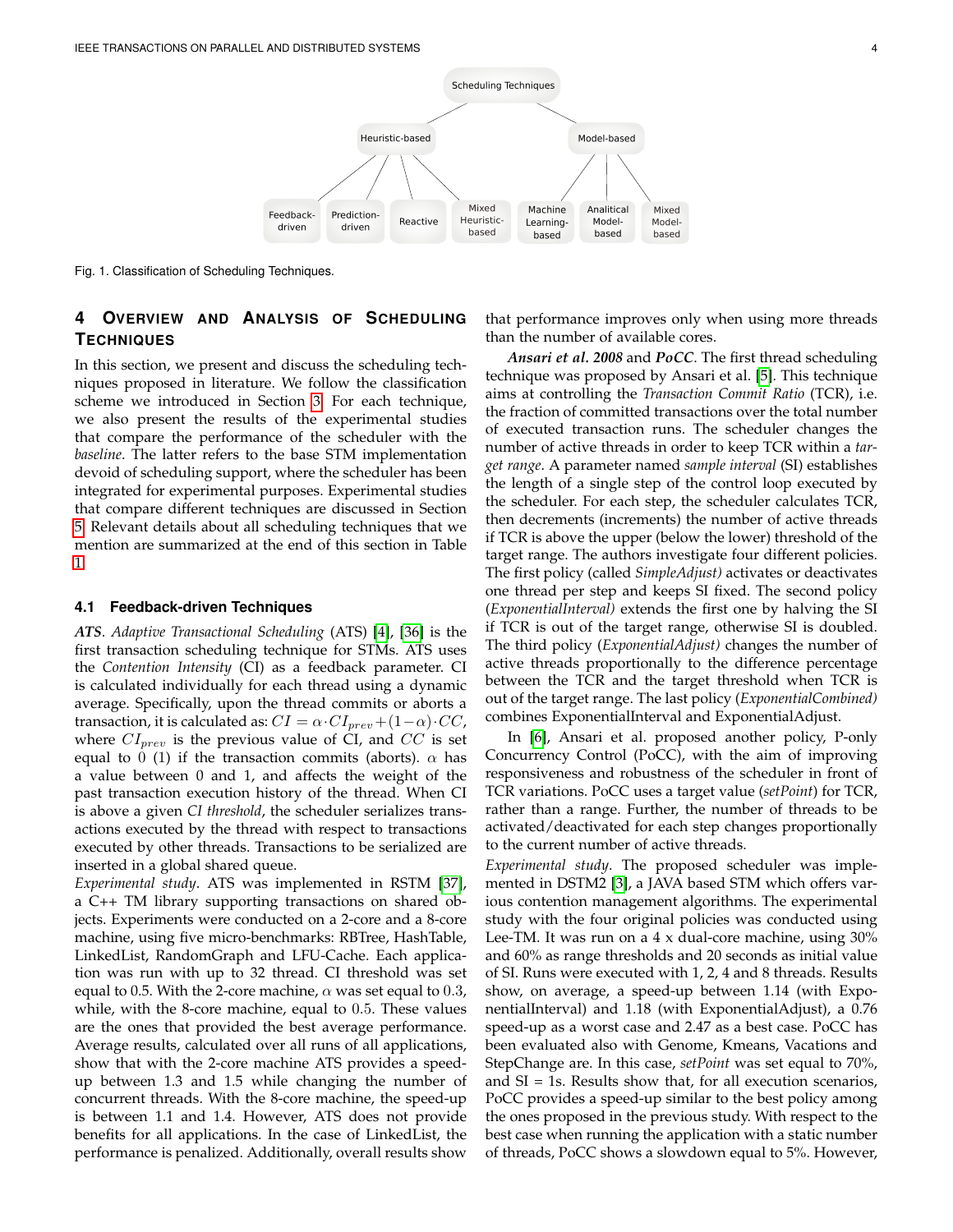Fig. 1. Classification of Scheduling Techniques.

## 4 Overview and Analysis of Scheduling Techniques

In this section, we present and discuss the scheduling techniques proposed in literature. We follow the classification scheme we introduced in Section 3. For each technique, we also present the results of the experimental studies that compare the performance of the scheduler with the *baseline*. The latter refers to the base STM implementation devoid of scheduling support, where the scheduler has been integrated for experimental purposes. Experimental studies that compare different techniques are discussed in Section 5. Relevant details about all scheduling techniques that we mention are summarized at the end of this section in Table 1.

### 4.1 Feedback-driven Techniques

***ATS***. *Adaptive Transactional Scheduling* (ATS) [4], [36] is the first transaction scheduling technique for STMs. ATS uses the *Contention Intensity* (CI) as a feedback parameter. CI is calculated individually for each thread using a dynamic average. Specifically, upon the thread commits or aborts a transaction, it is calculated as: $CI = \alpha \cdot CI_{prev} + (1-\alpha) \cdot CC$, where $CI_{prev}$ is the previous value of CI, and $CC$ is set equal to 0 (1) if the transaction commits (aborts). $\alpha$ has a value between 0 and 1, and affects the weight of the past transaction execution history of the thread. When CI is above a given *CI threshold*, the scheduler serializes transactions executed by the thread with respect to transactions executed by other threads. Transactions to be serialized are inserted in a global shared queue.

*Experimental study*. ATS was implemented in RSTM [37], a C++ TM library supporting transactions on shared objects. Experiments were conducted on a 2-core and a 8-core machine, using five micro-benchmarks: RBTree, HashTable, LinkedList, RandomGraph and LFU-Cache. Each application was run with up to 32 thread. CI threshold was set equal to 0.5. With the 2-core machine, $\alpha$ was set equal to 0.3, while, with the 8-core machine, equal to 0.5. These values are the ones that provided the best average performance. Average results, calculated over all runs of all applications, show that with the 2-core machine ATS provides a speed-up between 1.3 and 1.5 while changing the number of concurrent threads. With the 8-core machine, the speed-up is between 1.1 and 1.4. However, ATS does not provide benefits for all applications. In the case of LinkedList, the performance is penalized. Additionally, overall results show that performance improves only when using more threads than the number of available cores.

***Ansari et al. 2008*** and ***PoCC***. The first thread scheduling technique was proposed by Ansari et al. [5]. This technique aims at controlling the *Transaction Commit Ratio* (TCR), i.e. the fraction of committed transactions over the total number of executed transaction runs. The scheduler changes the number of active threads in order to keep TCR within a *target range*. A parameter named *sample interval* (SI) establishes the length of a single step of the control loop executed by the scheduler. For each step, the scheduler calculates TCR, then decrements (increments) the number of active threads if TCR is above the upper (below the lower) threshold of the target range. The authors investigate four different policies. The first policy (called *SimpleAdjust)* activates or deactivates one thread per step and keeps SI fixed. The second policy (*ExponentialInterval)* extends the first one by halving the SI if TCR is out of the target range, otherwise SI is doubled. The third policy (*ExponentialAdjust)* changes the number of active threads proportionally to the difference percentage between the TCR and the target threshold when TCR is out of the target range. The last policy (*ExponentialCombined)* combines ExponentialInterval and ExponentialAdjust.

In [6], Ansari et al. proposed another policy, P-only Concurrency Control (PoCC), with the aim of improving responsiveness and robustness of the scheduler in front of TCR variations. PoCC uses a target value (*setPoint*) for TCR, rather than a range. Further, the number of threads to be activated/deactivated for each step changes proportionally to the current number of active threads.

*Experimental study*. The proposed scheduler was implemented in DSTM2 [3], a JAVA based STM which offers various contention management algorithms. The experimental study with the four original policies was conducted using Lee-TM. It was run on a 4 x dual-core machine, using 30% and 60% as range thresholds and 20 seconds as initial value of SI. Runs were executed with 1, 2, 4 and 8 threads. Results show, on average, a speed-up between 1.14 (with ExponentialInterval) and 1.18 (with ExponentialAdjust), a 0.76 speed-up as a worst case and 2.47 as a best case. PoCC has been evaluated also with Genome, Kmeans, Vacations and StepChange are. In this case, *setPoint* was set equal to 70%, and SI = 1s. Results show that, for all execution scenarios, PoCC provides a speed-up similar to the best policy among the ones proposed in the previous study. With respect to the best case when running the application with a static number of threads, PoCC shows a slowdown equal to 5%. However,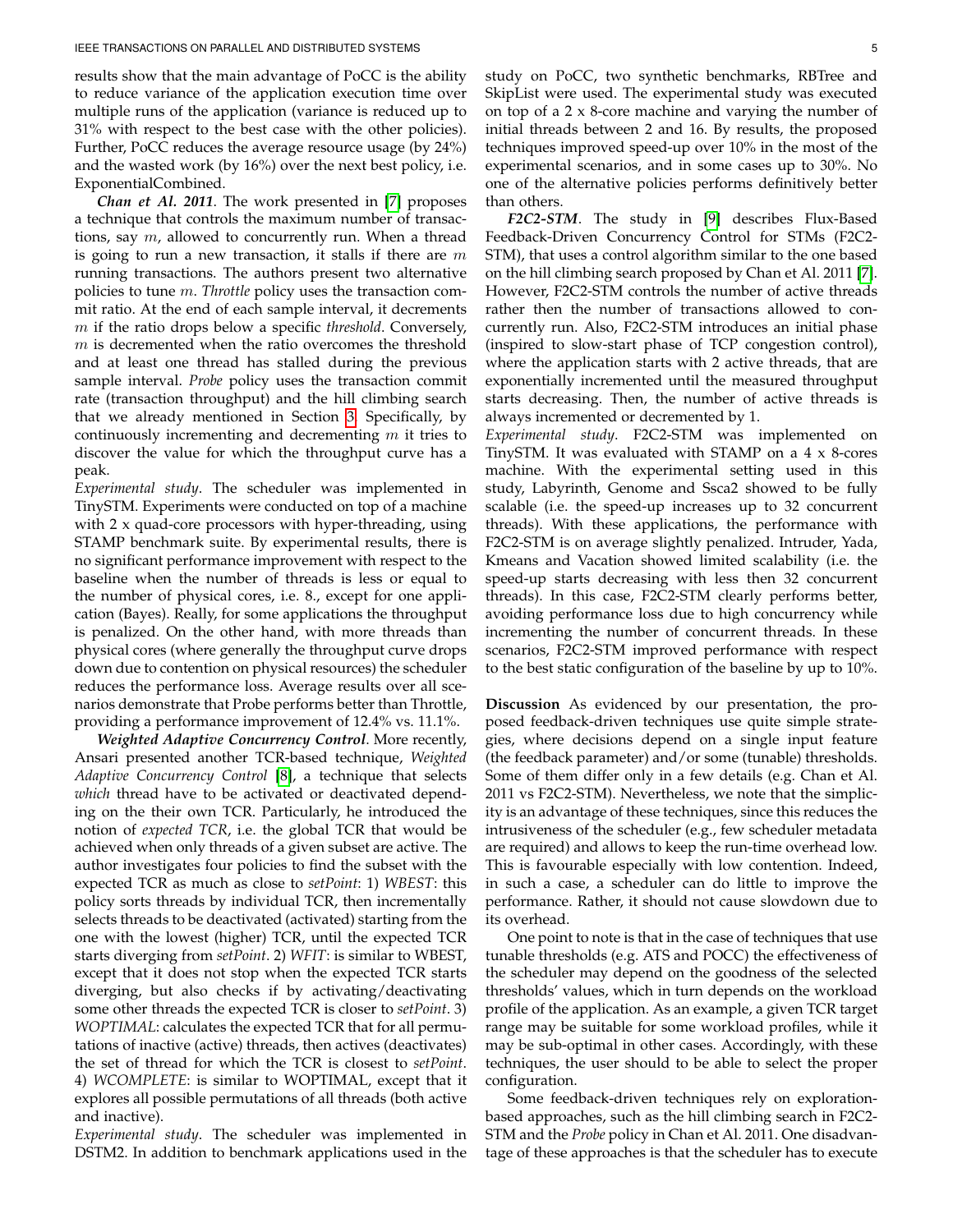results show that the main advantage of PoCC is the ability to reduce variance of the application execution time over multiple runs of the application (variance is reduced up to 31% with respect to the best case with the other policies). Further, PoCC reduces the average resource usage (by 24%) and the wasted work (by 16%) over the next best policy, i.e. ExponentialCombined.

***Chan et Al. 2011***. The work presented in [7] proposes a technique that controls the maximum number of transactions, say $m$, allowed to concurrently run. When a thread is going to run a new transaction, it stalls if there are $m$ running transactions. The authors present two alternative policies to tune $m$. *Throttle* policy uses the transaction commit ratio. At the end of each sample interval, it decrements $m$ if the ratio drops below a specific *threshold*. Conversely, $m$ is decremented when the ratio overcomes the threshold and at least one thread has stalled during the previous sample interval. *Probe* policy uses the transaction commit rate (transaction throughput) and the hill climbing search that we already mentioned in Section 3. Specifically, by continuously incrementing and decrementing $m$ it tries to discover the value for which the throughput curve has a peak.

*Experimental study*. The scheduler was implemented in TinySTM. Experiments were conducted on top of a machine with 2 x quad-core processors with hyper-threading, using STAMP benchmark suite. By experimental results, there is no significant performance improvement with respect to the baseline when the number of threads is less or equal to the number of physical cores, i.e. 8., except for one application (Bayes). Really, for some applications the throughput is penalized. On the other hand, with more threads than physical cores (where generally the throughput curve drops down due to contention on physical resources) the scheduler reduces the performance loss. Average results over all scenarios demonstrate that Probe performs better than Throttle, providing a performance improvement of 12.4% vs. 11.1%.

***Weighted Adaptive Concurrency Control***. More recently, Ansari presented another TCR-based technique, *Weighted Adaptive Concurrency Control* [8], a technique that selects *which* thread have to be activated or deactivated depending on the their own TCR. Particularly, he introduced the notion of *expected TCR*, i.e. the global TCR that would be achieved when only threads of a given subset are active. The author investigates four policies to find the subset with the expected TCR as much as close to *setPoint*: 1) *WBEST*: this policy sorts threads by individual TCR, then incrementally selects threads to be deactivated (activated) starting from the one with the lowest (higher) TCR, until the expected TCR starts diverging from *setPoint*. 2) *WFIT*: is similar to WBEST, except that it does not stop when the expected TCR starts diverging, but also checks if by activating/deactivating some other threads the expected TCR is closer to *setPoint*. 3) *WOPTIMAL*: calculates the expected TCR that for all permutations of inactive (active) threads, then actives (deactivates) the set of thread for which the TCR is closest to *setPoint*. 4) *WCOMPLETE*: is similar to WOPTIMAL, except that it explores all possible permutations of all threads (both active and inactive).

*Experimental study*. The scheduler was implemented in DSTM2. In addition to benchmark applications used in the study on PoCC, two synthetic benchmarks, RBTree and SkipList were used. The experimental study was executed on top of a 2 x 8-core machine and varying the number of initial threads between 2 and 16. By results, the proposed techniques improved speed-up over 10% in the most of the experimental scenarios, and in some cases up to 30%. No one of the alternative policies performs definitively better than others.

***F2C2-STM***. The study in [9] describes Flux-Based Feedback-Driven Concurrency Control for STMs (F2C2-STM), that uses a control algorithm similar to the one based on the hill climbing search proposed by Chan et Al. 2011 [7]. However, F2C2-STM controls the number of active threads rather then the number of transactions allowed to concurrently run. Also, F2C2-STM introduces an initial phase (inspired to slow-start phase of TCP congestion control), where the application starts with 2 active threads, that are exponentially incremented until the measured throughput starts decreasing. Then, the number of active threads is always incremented or decremented by 1.

*Experimental study*. F2C2-STM was implemented on TinySTM. It was evaluated with STAMP on a 4 x 8-cores machine. With the experimental setting used in this study, Labyrinth, Genome and Ssca2 showed to be fully scalable (i.e. the speed-up increases up to 32 concurrent threads). With these applications, the performance with F2C2-STM is on average slightly penalized. Intruder, Yada, Kmeans and Vacation showed limited scalability (i.e. the speed-up starts decreasing with less then 32 concurrent threads). In this case, F2C2-STM clearly performs better, avoiding performance loss due to high concurrency while incrementing the number of concurrent threads. In these scenarios, F2C2-STM improved performance with respect to the best static configuration of the baseline by up to 10%.

**Discussion** As evidenced by our presentation, the proposed feedback-driven techniques use quite simple strategies, where decisions depend on a single input feature (the feedback parameter) and/or some (tunable) thresholds. Some of them differ only in a few details (e.g. Chan et Al. 2011 vs F2C2-STM). Nevertheless, we note that the simplicity is an advantage of these techniques, since this reduces the intrusiveness of the scheduler (e.g., few scheduler metadata are required) and allows to keep the run-time overhead low. This is favourable especially with low contention. Indeed, in such a case, a scheduler can do little to improve the performance. Rather, it should not cause slowdown due to its overhead.

One point to note is that in the case of techniques that use tunable thresholds (e.g. ATS and POCC) the effectiveness of the scheduler may depend on the goodness of the selected thresholds' values, which in turn depends on the workload profile of the application. As an example, a given TCR target range may be suitable for some workload profiles, while it may be sub-optimal in other cases. Accordingly, with these techniques, the user should to be able to select the proper configuration.

Some feedback-driven techniques rely on exploration-based approaches, such as the hill climbing search in F2C2-STM and the *Probe* policy in Chan et Al. 2011. One disadvantage of these approaches is that the scheduler has to execute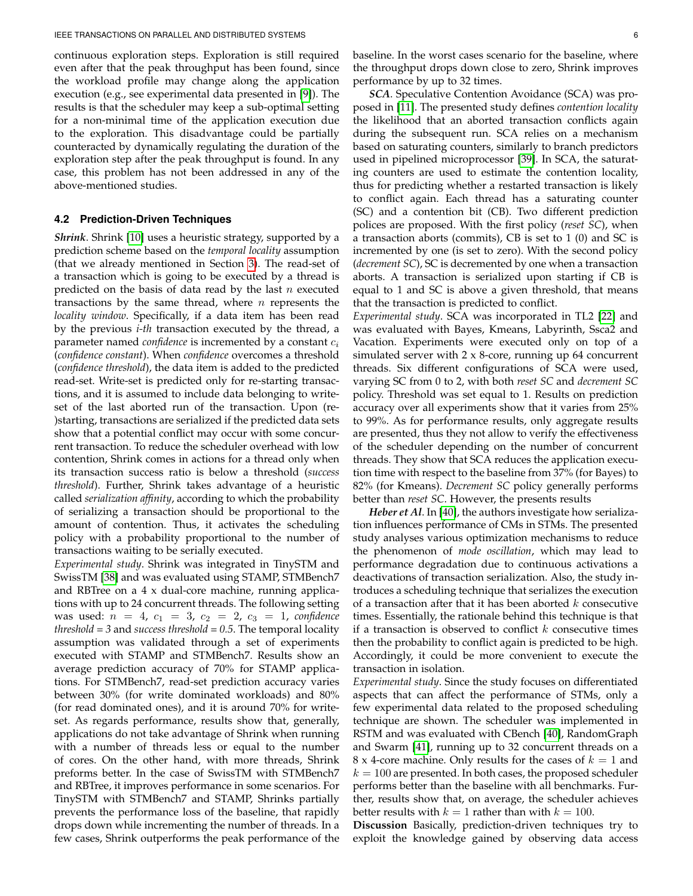continuous exploration steps. Exploration is still required even after that the peak throughput has been found, since the workload profile may change along the application execution (e.g., see experimental data presented in [9]). The results is that the scheduler may keep a sub-optimal setting for a non-minimal time of the application execution due to the exploration. This disadvantage could be partially counteracted by dynamically regulating the duration of the exploration step after the peak throughput is found. In any case, this problem has not been addressed in any of the above-mentioned studies.

### 4.2 Prediction-Driven Techniques

***Shrink***. Shrink [10] uses a heuristic strategy, supported by a prediction scheme based on the *temporal locality* assumption (that we already mentioned in Section 3). The read-set of a transaction which is going to be executed by a thread is predicted on the basis of data read by the last $n$ executed transactions by the same thread, where $n$ represents the *locality window*. Specifically, if a data item has been read by the previous *i-th* transaction executed by the thread, a parameter named *confidence* is incremented by a constant $c_i$ (*confidence constant*). When *confidence* overcomes a threshold (*confidence threshold*), the data item is added to the predicted read-set. Write-set is predicted only for re-starting transactions, and it is assumed to include data belonging to write-set of the last aborted run of the transaction. Upon (re-)starting, transactions are serialized if the predicted data sets show that a potential conflict may occur with some concurrent transaction. To reduce the scheduler overhead with low contention, Shrink comes in actions for a thread only when its transaction success ratio is below a threshold (*success threshold*). Further, Shrink takes advantage of a heuristic called *serialization affinity*, according to which the probability of serializing a transaction should be proportional to the amount of contention. Thus, it activates the scheduling policy with a probability proportional to the number of transactions waiting to be serially executed.

*Experimental study*. Shrink was integrated in TinySTM and SwissTM [38] and was evaluated using STAMP, STMBench7 and RBTree on a 4 x dual-core machine, running applications with up to 24 concurrent threads. The following setting was used: $n = 4$, $c_1 = 3$, $c_2 = 2$, $c_3 = 1$, *confidence threshold = 3* and *success threshold = 0.5*. The temporal locality assumption was validated through a set of experiments executed with STAMP and STMBench7. Results show an average prediction accuracy of 70% for STAMP applications. For STMBench7, read-set prediction accuracy varies between 30% (for write dominated workloads) and 80% (for read dominated ones), and it is around 70% for write-set. As regards performance, results show that, generally, applications do not take advantage of Shrink when running with a number of threads less or equal to the number of cores. On the other hand, with more threads, Shrink preforms better. In the case of SwissTM with STMBench7 and RBTree, it improves performance in some scenarios. For TinySTM with STMBench7 and STAMP, Shrinks partially prevents the performance loss of the baseline, that rapidly drops down while incrementing the number of threads. In a few cases, Shrink outperforms the peak performance of the baseline. In the worst cases scenario for the baseline, where the throughput drops down close to zero, Shrink improves performance by up to 32 times.

***SCA***. Speculative Contention Avoidance (SCA) was proposed in [11]. The presented study defines *contention locality* the likelihood that an aborted transaction conflicts again during the subsequent run. SCA relies on a mechanism based on saturating counters, similarly to branch predictors used in pipelined microprocessor [39]. In SCA, the saturating counters are used to estimate the contention locality, thus for predicting whether a restarted transaction is likely to conflict again. Each thread has a saturating counter (SC) and a contention bit (CB). Two different prediction polices are proposed. With the first policy (*reset SC*), when a transaction aborts (commits), CB is set to 1 (0) and SC is incremented by one (is set to zero). With the second policy (*decrement SC*), SC is decremented by one when a transaction aborts. A transaction is serialized upon starting if CB is equal to 1 and SC is above a given threshold, that means that the transaction is predicted to conflict.

*Experimental study*. SCA was incorporated in TL2 [22] and was evaluated with Bayes, Kmeans, Labyrinth, Ssca2 and Vacation. Experiments were executed only on top of a simulated server with 2 x 8-core, running up 64 concurrent threads. Six different configurations of SCA were used, varying SC from 0 to 2, with both *reset SC* and *decrement SC* policy. Threshold was set equal to 1. Results on prediction accuracy over all experiments show that it varies from 25% to 99%. As for performance results, only aggregate results are presented, thus they not allow to verify the effectiveness of the scheduler depending on the number of concurrent threads. They show that SCA reduces the application execution time with respect to the baseline from 37% (for Bayes) to 82% (for Kmeans). *Decrement SC* policy generally performs better than *reset SC*. However, the presents results

***Heber et Al***. In [40], the authors investigate how serialization influences performance of CMs in STMs. The presented study analyses various optimization mechanisms to reduce the phenomenon of *mode oscillation*, which may lead to performance degradation due to continuous activations a deactivations of transaction serialization. Also, the study introduces a scheduling technique that serializes the execution of a transaction after that it has been aborted $k$ consecutive times. Essentially, the rationale behind this technique is that if a transaction is observed to conflict $k$ consecutive times then the probability to conflict again is predicted to be high. Accordingly, it could be more convenient to execute the transaction in isolation.

*Experimental study*. Since the study focuses on differentiated aspects that can affect the performance of STMs, only a few experimental data related to the proposed scheduling technique are shown. The scheduler was implemented in RSTM and was evaluated with CBench [40], RandomGraph and Swarm [41], running up to 32 concurrent threads on a 8 x 4-core machine. Only results for the cases of $k = 1$ and $k = 100$ are presented. In both cases, the proposed scheduler performs better than the baseline with all benchmarks. Further, results show that, on average, the scheduler achieves better results with $k = 1$ rather than with $k = 100$.

**Discussion** Basically, prediction-driven techniques try to exploit the knowledge gained by observing data access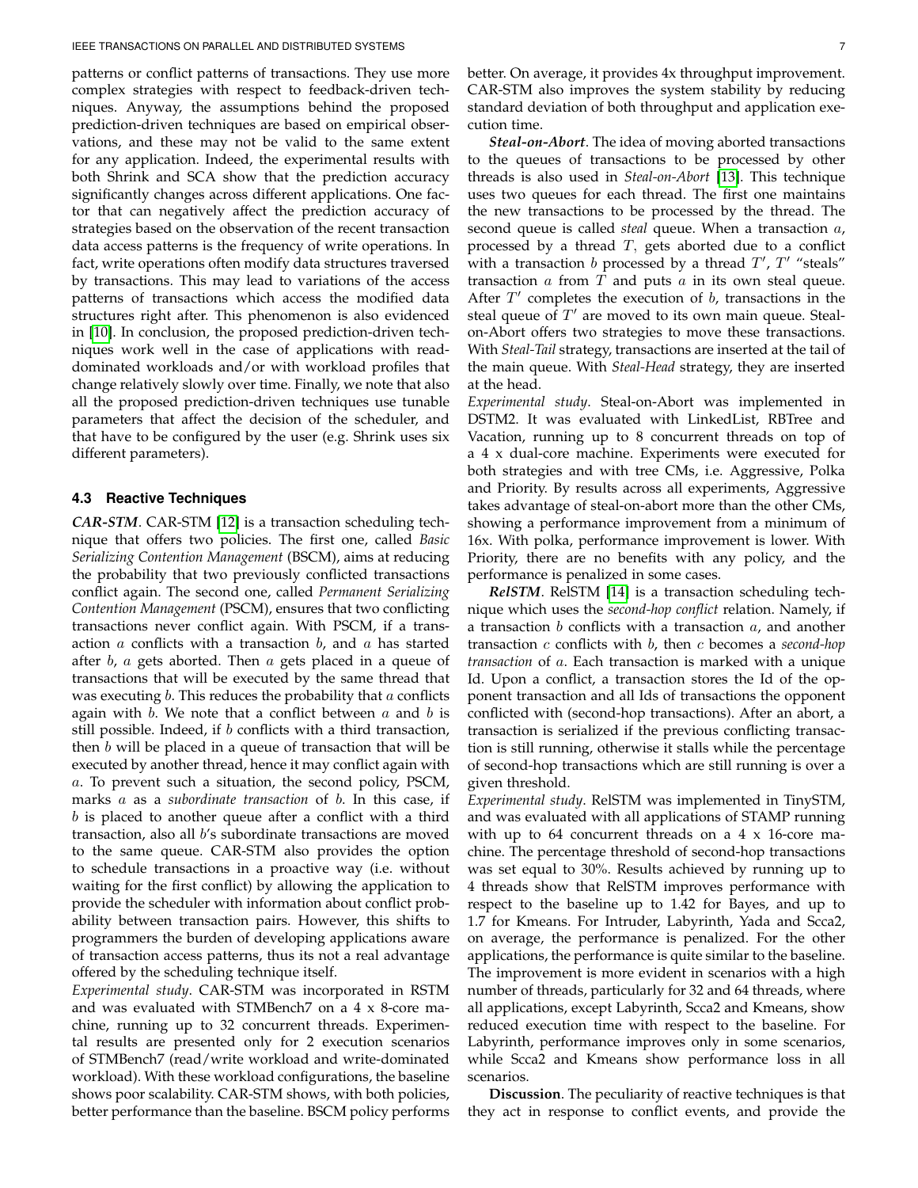patterns or conflict patterns of transactions. They use more complex strategies with respect to feedback-driven techniques. Anyway, the assumptions behind the proposed prediction-driven techniques are based on empirical observations, and these may not be valid to the same extent for any application. Indeed, the experimental results with both Shrink and SCA show that the prediction accuracy significantly changes across different applications. One factor that can negatively affect the prediction accuracy of strategies based on the observation of the recent transaction data access patterns is the frequency of write operations. In fact, write operations often modify data structures traversed by transactions. This may lead to variations of the access patterns of transactions which access the modified data structures right after. This phenomenon is also evidenced in [10]. In conclusion, the proposed prediction-driven techniques work well in the case of applications with read-dominated workloads and/or with workload profiles that change relatively slowly over time. Finally, we note that also all the proposed prediction-driven techniques use tunable parameters that affect the decision of the scheduler, and that have to be configured by the user (e.g. Shrink uses six different parameters).

### 4.3 Reactive Techniques

***CAR-STM***. CAR-STM [12] is a transaction scheduling technique that offers two policies. The first one, called *Basic Serializing Contention Management* (BSCM), aims at reducing the probability that two previously conflicted transactions conflict again. The second one, called *Permanent Serializing Contention Management* (PSCM), ensures that two conflicting transactions never conflict again. With PSCM, if a transaction $a$ conflicts with a transaction $b$, and $a$ has started after $b$, $a$ gets aborted. Then $a$ gets placed in a queue of transactions that will be executed by the same thread that was executing $b$. This reduces the probability that $a$ conflicts again with $b$. We note that a conflict between $a$ and $b$ is still possible. Indeed, if $b$ conflicts with a third transaction, then $b$ will be placed in a queue of transaction that will be executed by another thread, hence it may conflict again with $a$. To prevent such a situation, the second policy, PSCM, marks $a$ as a *subordinate transaction* of $b$. In this case, if $b$ is placed to another queue after a conflict with a third transaction, also all $b$'s subordinate transactions are moved to the same queue. CAR-STM also provides the option to schedule transactions in a proactive way (i.e. without waiting for the first conflict) by allowing the application to provide the scheduler with information about conflict probability between transaction pairs. However, this shifts to programmers the burden of developing applications aware of transaction access patterns, thus its not a real advantage offered by the scheduling technique itself.

*Experimental study*. CAR-STM was incorporated in RSTM and was evaluated with STMBench7 on a 4 x 8-core machine, running up to 32 concurrent threads. Experimental results are presented only for 2 execution scenarios of STMBench7 (read/write workload and write-dominated workload). With these workload configurations, the baseline shows poor scalability. CAR-STM shows, with both policies, better performance than the baseline. BSCM policy performs better. On average, it provides 4x throughput improvement. CAR-STM also improves the system stability by reducing standard deviation of both throughput and application execution time.

***Steal-on-Abort***. The idea of moving aborted transactions to the queues of transactions to be processed by other threads is also used in *Steal-on-Abort* [13]. This technique uses two queues for each thread. The first one maintains the new transactions to be processed by the thread. The second queue is called *steal* queue. When a transaction $a$, processed by a thread $T$, gets aborted due to a conflict with a transaction $b$ processed by a thread $T'$, $T'$ "steals" transaction $a$ from $T$ and puts $a$ in its own steal queue. After $T'$ completes the execution of $b$, transactions in the steal queue of $T'$ are moved to its own main queue. Steal-on-Abort offers two strategies to move these transactions. With *Steal-Tail* strategy, transactions are inserted at the tail of the main queue. With *Steal-Head* strategy, they are inserted at the head.

*Experimental study*. Steal-on-Abort was implemented in DSTM2. It was evaluated with LinkedList, RBTree and Vacation, running up to 8 concurrent threads on top of a 4 x dual-core machine. Experiments were executed for both strategies and with tree CMs, i.e. Aggressive, Polka and Priority. By results across all experiments, Aggressive takes advantage of steal-on-abort more than the other CMs, showing a performance improvement from a minimum of 16x. With polka, performance improvement is lower. With Priority, there are no benefits with any policy, and the performance is penalized in some cases.

***RelSTM***. RelSTM [14] is a transaction scheduling technique which uses the *second-hop conflict* relation. Namely, if a transaction $b$ conflicts with a transaction $a$, and another transaction $c$ conflicts with $b$, then $c$ becomes a *second-hop transaction* of $a$. Each transaction is marked with a unique Id. Upon a conflict, a transaction stores the Id of the opponent transaction and all Ids of transactions the opponent conflicted with (second-hop transactions). After an abort, a transaction is serialized if the previous conflicting transaction is still running, otherwise it stalls while the percentage of second-hop transactions which are still running is over a given threshold.

*Experimental study*. RelSTM was implemented in TinySTM, and was evaluated with all applications of STAMP running with up to 64 concurrent threads on a 4 x 16-core machine. The percentage threshold of second-hop transactions was set equal to 30%. Results achieved by running up to 4 threads show that RelSTM improves performance with respect to the baseline up to 1.42 for Bayes, and up to 1.7 for Kmeans. For Intruder, Labyrinth, Yada and Scca2, on average, the performance is penalized. For the other applications, the performance is quite similar to the baseline. The improvement is more evident in scenarios with a high number of threads, particularly for 32 and 64 threads, where all applications, except Labyrinth, Scca2 and Kmeans, show reduced execution time with respect to the baseline. For Labyrinth, performance improves only in some scenarios, while Scca2 and Kmeans show performance loss in all scenarios.

**Discussion**. The peculiarity of reactive techniques is that they act in response to conflict events, and provide the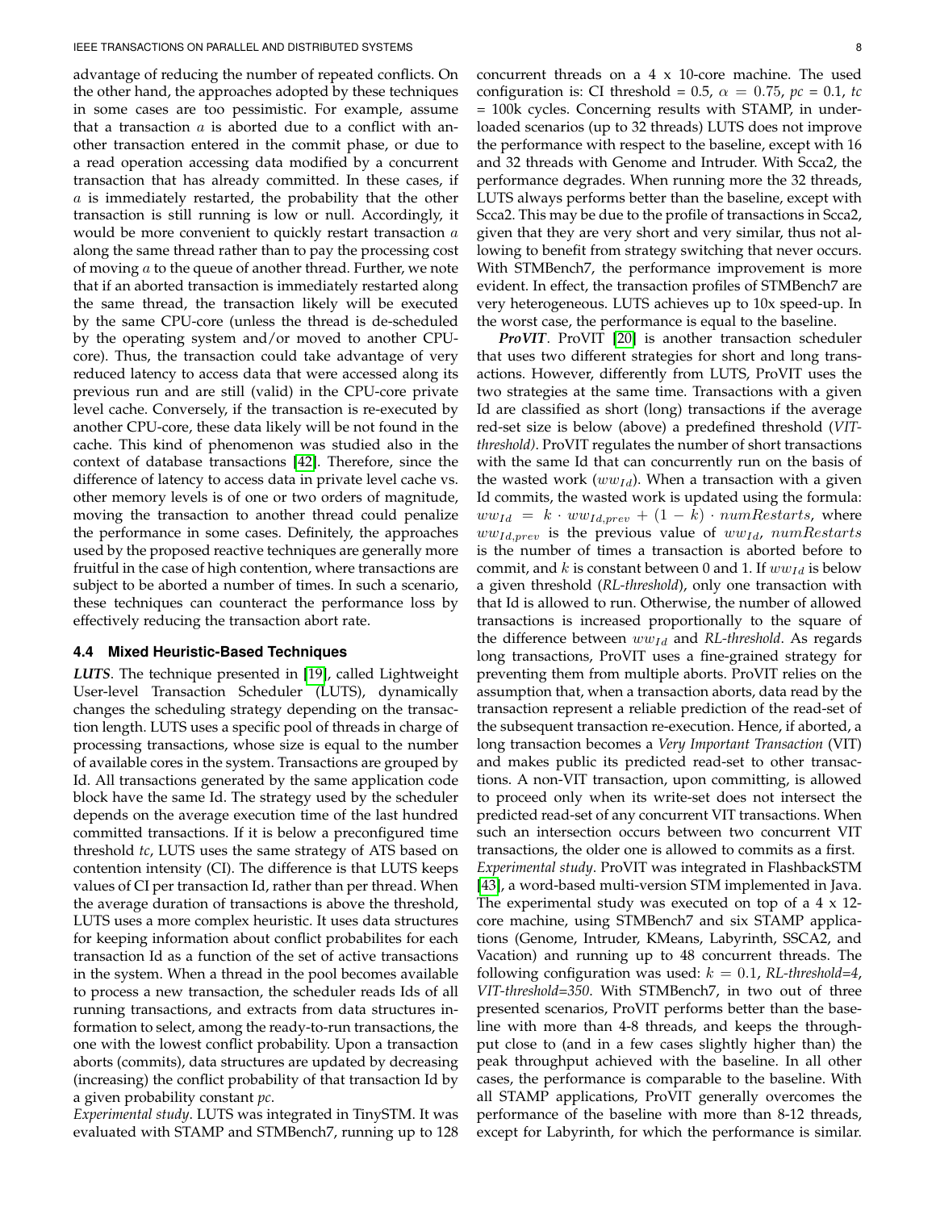advantage of reducing the number of repeated conflicts. On the other hand, the approaches adopted by these techniques in some cases are too pessimistic. For example, assume that a transaction $a$ is aborted due to a conflict with another transaction entered in the commit phase, or due to a read operation accessing data modified by a concurrent transaction that has already committed. In these cases, if $a$ is immediately restarted, the probability that the other transaction is still running is low or null. Accordingly, it would be more convenient to quickly restart transaction $a$ along the same thread rather than to pay the processing cost of moving $a$ to the queue of another thread. Further, we note that if an aborted transaction is immediately restarted along the same thread, the transaction likely will be executed by the same CPU-core (unless the thread is de-scheduled by the operating system and/or moved to another CPU-core). Thus, the transaction could take advantage of very reduced latency to access data that were accessed along its previous run and are still (valid) in the CPU-core private level cache. Conversely, if the transaction is re-executed by another CPU-core, these data likely will be not found in the cache. This kind of phenomenon was studied also in the context of database transactions [42]. Therefore, since the difference of latency to access data in private level cache vs. other memory levels is of one or two orders of magnitude, moving the transaction to another thread could penalize the performance in some cases. Definitely, the approaches used by the proposed reactive techniques are generally more fruitful in the case of high contention, where transactions are subject to be aborted a number of times. In such a scenario, these techniques can counteract the performance loss by effectively reducing the transaction abort rate.

### 4.4 Mixed Heuristic-Based Techniques

***LUTS***. The technique presented in [19], called Lightweight User-level Transaction Scheduler (LUTS), dynamically changes the scheduling strategy depending on the transaction length. LUTS uses a specific pool of threads in charge of processing transactions, whose size is equal to the number of available cores in the system. Transactions are grouped by Id. All transactions generated by the same application code block have the same Id. The strategy used by the scheduler depends on the average execution time of the last hundred committed transactions. If it is below a preconfigured time threshold *tc*, LUTS uses the same strategy of ATS based on contention intensity (CI). The difference is that LUTS keeps values of CI per transaction Id, rather than per thread. When the average duration of transactions is above the threshold, LUTS uses a more complex heuristic. It uses data structures for keeping information about conflict probabilites for each transaction Id as a function of the set of active transactions in the system. When a thread in the pool becomes available to process a new transaction, the scheduler reads Ids of all running transactions, and extracts from data structures information to select, among the ready-to-run transactions, the one with the lowest conflict probability. Upon a transaction aborts (commits), data structures are updated by decreasing (increasing) the conflict probability of that transaction Id by a given probability constant *pc*.

*Experimental study*. LUTS was integrated in TinySTM. It was evaluated with STAMP and STMBench7, running up to 128 concurrent threads on a 4 x 10-core machine. The used configuration is: CI threshold = 0.5, $\alpha = 0.75$, *pc* = 0.1, *tc* = 100k cycles. Concerning results with STAMP, in underloaded scenarios (up to 32 threads) LUTS does not improve the performance with respect to the baseline, except with 16 and 32 threads with Genome and Intruder. With Scca2, the performance degrades. When running more the 32 threads, LUTS always performs better than the baseline, except with Scca2. This may be due to the profile of transactions in Scca2, given that they are very short and very similar, thus not allowing to benefit from strategy switching that never occurs. With STMBench7, the performance improvement is more evident. In effect, the transaction profiles of STMBench7 are very heterogeneous. LUTS achieves up to 10x speed-up. In the worst case, the performance is equal to the baseline.

***ProVIT***. ProVIT [20] is another transaction scheduler that uses two different strategies for short and long transactions. However, differently from LUTS, ProVIT uses the two strategies at the same time. Transactions with a given Id are classified as short (long) transactions if the average red-set size is below (above) a predefined threshold (*VIT-threshold)*. ProVIT regulates the number of short transactions with the same Id that can concurrently run on the basis of the wasted work ($ww_{Id}$). When a transaction with a given Id commits, the wasted work is updated using the formula: $ww_{Id} = k \cdot ww_{Id,prev} + (1-k) \cdot numRestarts$, where $ww_{Id,prev}$ is the previous value of $ww_{Id}$, $numRestarts$ is the number of times a transaction is aborted before to commit, and $k$ is constant between 0 and 1. If $ww_{Id}$ is below a given threshold (*RL-threshold*), only one transaction with that Id is allowed to run. Otherwise, the number of allowed transactions is increased proportionally to the square of the difference between $ww_{Id}$ and *RL-threshold*. As regards long transactions, ProVIT uses a fine-grained strategy for preventing them from multiple aborts. ProVIT relies on the assumption that, when a transaction aborts, data read by the transaction represent a reliable prediction of the read-set of the subsequent transaction re-execution. Hence, if aborted, a long transaction becomes a *Very Important Transaction* (VIT) and makes public its predicted read-set to other transactions. A non-VIT transaction, upon committing, is allowed to proceed only when its write-set does not intersect the predicted read-set of any concurrent VIT transactions. When such an intersection occurs between two concurrent VIT transactions, the older one is allowed to commits as a first.

*Experimental study*. ProVIT was integrated in FlashbackSTM [43], a word-based multi-version STM implemented in Java. The experimental study was executed on top of a 4 x 12-core machine, using STMBench7 and six STAMP applications (Genome, Intruder, KMeans, Labyrinth, SSCA2, and Vacation) and running up to 48 concurrent threads. The following configuration was used: $k = 0.1$, *RL-threshold=4*, *VIT-threshold=350*. With STMBench7, in two out of three presented scenarios, ProVIT performs better than the baseline with more than 4-8 threads, and keeps the throughput close to (and in a few cases slightly higher than) the peak throughput achieved with the baseline. In all other cases, the performance is comparable to the baseline. With all STAMP applications, ProVIT generally overcomes the performance of the baseline with more than 8-12 threads, except for Labyrinth, for which the performance is similar.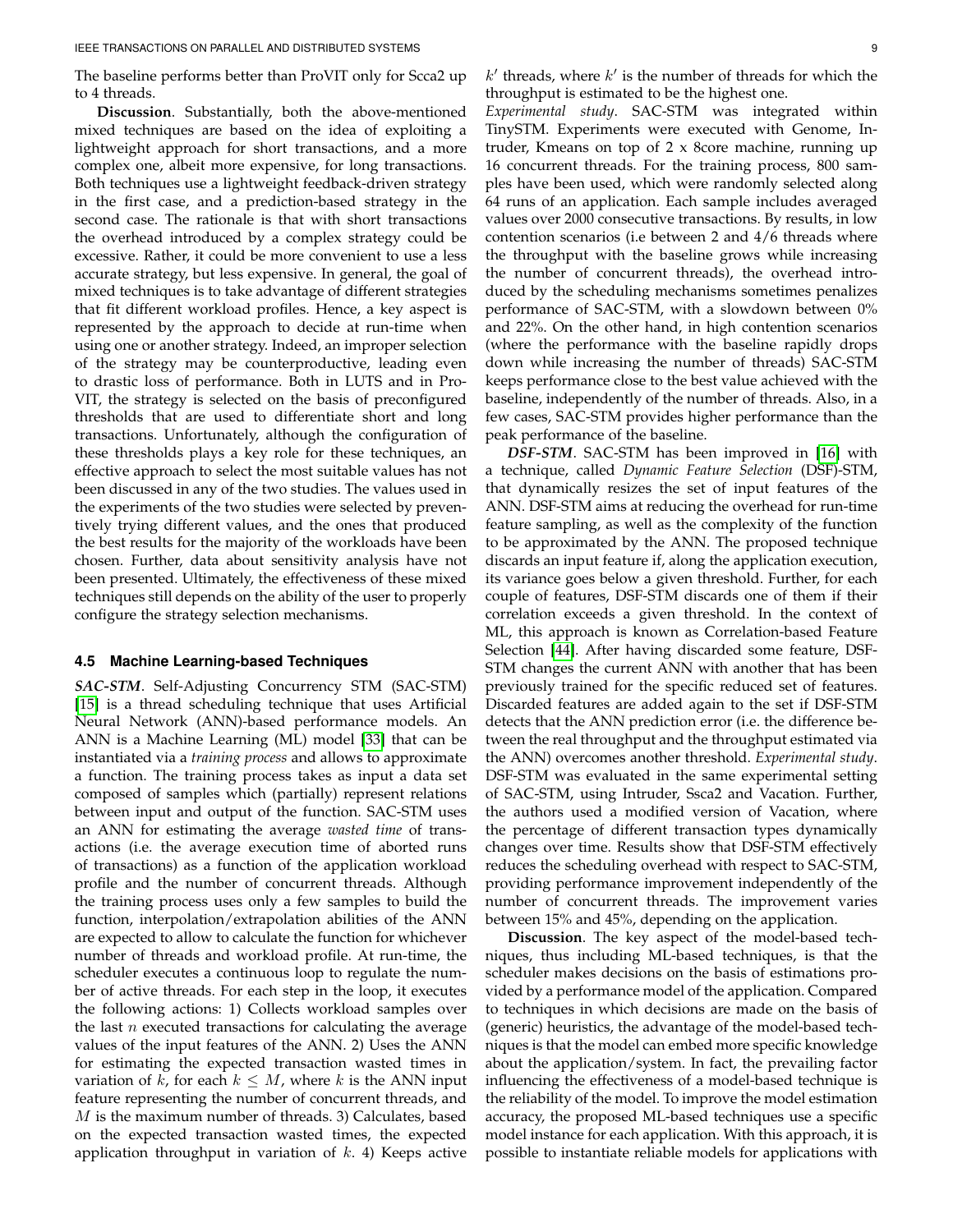The baseline performs better than ProVIT only for Scca2 up to 4 threads.

**Discussion**. Substantially, both the above-mentioned mixed techniques are based on the idea of exploiting a lightweight approach for short transactions, and a more complex one, albeit more expensive, for long transactions. Both techniques use a lightweight feedback-driven strategy in the first case, and a prediction-based strategy in the second case. The rationale is that with short transactions the overhead introduced by a complex strategy could be excessive. Rather, it could be more convenient to use a less accurate strategy, but less expensive. In general, the goal of mixed techniques is to take advantage of different strategies that fit different workload profiles. Hence, a key aspect is represented by the approach to decide at run-time when using one or another strategy. Indeed, an improper selection of the strategy may be counterproductive, leading even to drastic loss of performance. Both in LUTS and in ProVIT, the strategy is selected on the basis of preconfigured thresholds that are used to differentiate short and long transactions. Unfortunately, although the configuration of these thresholds plays a key role for these techniques, an effective approach to select the most suitable values has not been discussed in any of the two studies. The values used in the experiments of the two studies were selected by preventively trying different values, and the ones that produced the best results for the majority of the workloads have been chosen. Further, data about sensitivity analysis have not been presented. Ultimately, the effectiveness of these mixed techniques still depends on the ability of the user to properly configure the strategy selection mechanisms.

### 4.5 Machine Learning-based Techniques

***SAC-STM***. Self-Adjusting Concurrency STM (SAC-STM) [15] is a thread scheduling technique that uses Artificial Neural Network (ANN)-based performance models. An ANN is a Machine Learning (ML) model [33] that can be instantiated via a *training process* and allows to approximate a function. The training process takes as input a data set composed of samples which (partially) represent relations between input and output of the function. SAC-STM uses an ANN for estimating the average *wasted time* of transactions (i.e. the average execution time of aborted runs of transactions) as a function of the application workload profile and the number of concurrent threads. Although the training process uses only a few samples to build the function, interpolation/extrapolation abilities of the ANN are expected to allow to calculate the function for whichever number of threads and workload profile. At run-time, the scheduler executes a continuous loop to regulate the number of active threads. For each step in the loop, it executes the following actions: 1) Collects workload samples over the last $n$ executed transactions for calculating the average values of the input features of the ANN. 2) Uses the ANN for estimating the expected transaction wasted times in variation of $k$, for each $k \leq M$, where $k$ is the ANN input feature representing the number of concurrent threads, and $M$ is the maximum number of threads. 3) Calculates, based on the expected transaction wasted times, the expected application throughput in variation of $k$. 4) Keeps active $k'$ threads, where $k'$ is the number of threads for which the throughput is estimated to be the highest one.

*Experimental study*. SAC-STM was integrated within TinySTM. Experiments were executed with Genome, Intruder, Kmeans on top of 2 x 8core machine, running up 16 concurrent threads. For the training process, 800 samples have been used, which were randomly selected along 64 runs of an application. Each sample includes averaged values over 2000 consecutive transactions. By results, in low contention scenarios (i.e between 2 and 4/6 threads where the throughput with the baseline grows while increasing the number of concurrent threads), the overhead introduced by the scheduling mechanisms sometimes penalizes performance of SAC-STM, with a slowdown between 0% and 22%. On the other hand, in high contention scenarios (where the performance with the baseline rapidly drops down while increasing the number of threads) SAC-STM keeps performance close to the best value achieved with the baseline, independently of the number of threads. Also, in a few cases, SAC-STM provides higher performance than the peak performance of the baseline.

***DSF-STM***. SAC-STM has been improved in [16] with a technique, called *Dynamic Feature Selection* (DSF)-STM, that dynamically resizes the set of input features of the ANN. DSF-STM aims at reducing the overhead for run-time feature sampling, as well as the complexity of the function to be approximated by the ANN. The proposed technique discards an input feature if, along the application execution, its variance goes below a given threshold. Further, for each couple of features, DSF-STM discards one of them if their correlation exceeds a given threshold. In the context of ML, this approach is known as Correlation-based Feature Selection [44]. After having discarded some feature, DSF-STM changes the current ANN with another that has been previously trained for the specific reduced set of features. Discarded features are added again to the set if DSF-STM detects that the ANN prediction error (i.e. the difference between the real throughput and the throughput estimated via the ANN) overcomes another threshold. *Experimental study*. DSF-STM was evaluated in the same experimental setting of SAC-STM, using Intruder, Ssca2 and Vacation. Further, the authors used a modified version of Vacation, where the percentage of different transaction types dynamically changes over time. Results show that DSF-STM effectively reduces the scheduling overhead with respect to SAC-STM, providing performance improvement independently of the number of concurrent threads. The improvement varies between 15% and 45%, depending on the application.

**Discussion**. The key aspect of the model-based techniques, thus including ML-based techniques, is that the scheduler makes decisions on the basis of estimations provided by a performance model of the application. Compared to techniques in which decisions are made on the basis of (generic) heuristics, the advantage of the model-based techniques is that the model can embed more specific knowledge about the application/system. In fact, the prevailing factor influencing the effectiveness of a model-based technique is the reliability of the model. To improve the model estimation accuracy, the proposed ML-based techniques use a specific model instance for each application. With this approach, it is possible to instantiate reliable models for applications with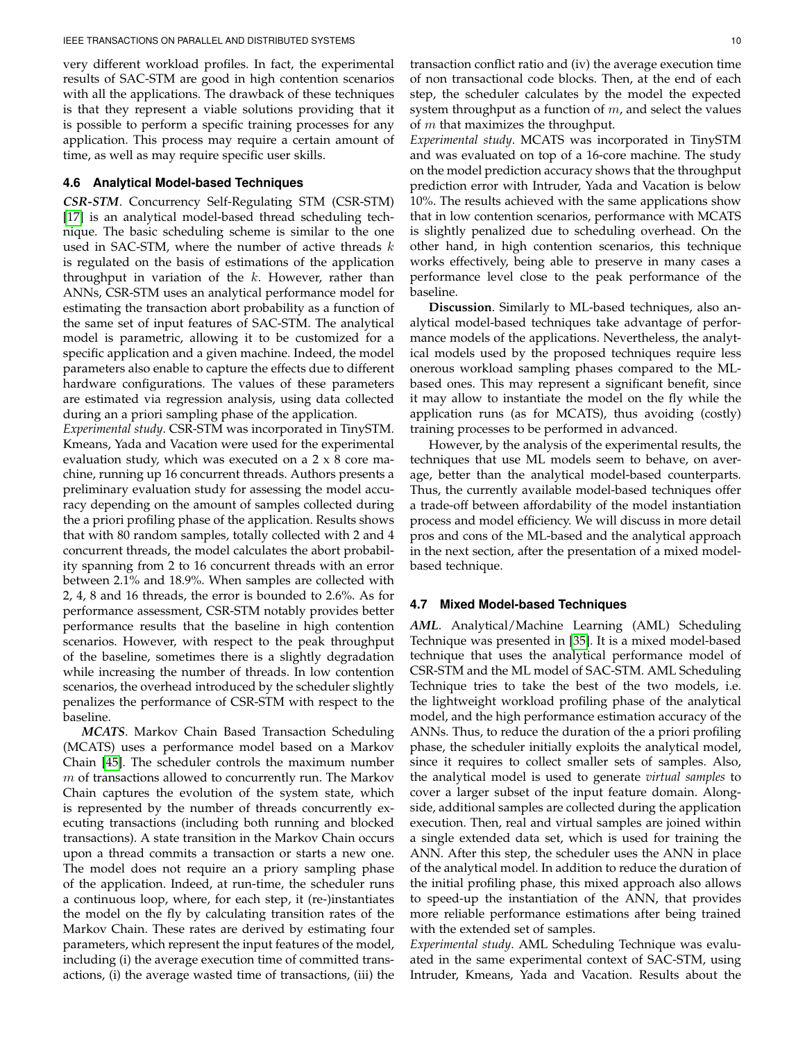very different workload profiles. In fact, the experimental results of SAC-STM are good in high contention scenarios with all the applications. The drawback of these techniques is that they represent a viable solutions providing that it is possible to perform a specific training processes for any application. This process may require a certain amount of time, as well as may require specific user skills.

### 4.6 Analytical Model-based Techniques

***CSR-STM***. Concurrency Self-Regulating STM (CSR-STM) [17] is an analytical model-based thread scheduling technique. The basic scheduling scheme is similar to the one used in SAC-STM, where the number of active threads $k$ is regulated on the basis of estimations of the application throughput in variation of the $k$. However, rather than ANNs, CSR-STM uses an analytical performance model for estimating the transaction abort probability as a function of the same set of input features of SAC-STM. The analytical model is parametric, allowing it to be customized for a specific application and a given machine. Indeed, the model parameters also enable to capture the effects due to different hardware configurations. The values of these parameters are estimated via regression analysis, using data collected during an a priori sampling phase of the application.

*Experimental study*. CSR-STM was incorporated in TinySTM. Kmeans, Yada and Vacation were used for the experimental evaluation study, which was executed on a 2 x 8 core machine, running up 16 concurrent threads. Authors presents a preliminary evaluation study for assessing the model accuracy depending on the amount of samples collected during the a priori profiling phase of the application. Results shows that with 80 random samples, totally collected with 2 and 4 concurrent threads, the model calculates the abort probability spanning from 2 to 16 concurrent threads with an error between 2.1% and 18.9%. When samples are collected with 2, 4, 8 and 16 threads, the error is bounded to 2.6%. As for performance assessment, CSR-STM notably provides better performance results that the baseline in high contention scenarios. However, with respect to the peak throughput of the baseline, sometimes there is a slightly degradation while increasing the number of threads. In low contention scenarios, the overhead introduced by the scheduler slightly penalizes the performance of CSR-STM with respect to the baseline.

***MCATS***. Markov Chain Based Transaction Scheduling (MCATS) uses a performance model based on a Markov Chain [45]. The scheduler controls the maximum number $m$ of transactions allowed to concurrently run. The Markov Chain captures the evolution of the system state, which is represented by the number of threads concurrently executing transactions (including both running and blocked transactions). A state transition in the Markov Chain occurs upon a thread commits a transaction or starts a new one. The model does not require an a priory sampling phase of the application. Indeed, at run-time, the scheduler runs a continuous loop, where, for each step, it (re-)instantiates the model on the fly by calculating transition rates of the Markov Chain. These rates are derived by estimating four parameters, which represent the input features of the model, including (i) the average execution time of committed transactions, (i) the average wasted time of transactions, (iii) the transaction conflict ratio and (iv) the average execution time of non transactional code blocks. Then, at the end of each step, the scheduler calculates by the model the expected system throughput as a function of $m$, and select the values of $m$ that maximizes the throughput.

*Experimental study*. MCATS was incorporated in TinySTM and was evaluated on top of a 16-core machine. The study on the model prediction accuracy shows that the throughput prediction error with Intruder, Yada and Vacation is below 10%. The results achieved with the same applications show that in low contention scenarios, performance with MCATS is slightly penalized due to scheduling overhead. On the other hand, in high contention scenarios, this technique works effectively, being able to preserve in many cases a performance level close to the peak performance of the baseline.

**Discussion**. Similarly to ML-based techniques, also analytical model-based techniques take advantage of performance models of the applications. Nevertheless, the analytical models used by the proposed techniques require less onerous workload sampling phases compared to the ML-based ones. This may represent a significant benefit, since it may allow to instantiate the model on the fly while the application runs (as for MCATS), thus avoiding (costly) training processes to be performed in advanced.

However, by the analysis of the experimental results, the techniques that use ML models seem to behave, on average, better than the analytical model-based counterparts. Thus, the currently available model-based techniques offer a trade-off between affordability of the model instantiation process and model efficiency. We will discuss in more detail pros and cons of the ML-based and the analytical approach in the next section, after the presentation of a mixed model-based technique.

### 4.7 Mixed Model-based Techniques

***AML***. Analytical/Machine Learning (AML) Scheduling Technique was presented in [35]. It is a mixed model-based technique that uses the analytical performance model of CSR-STM and the ML model of SAC-STM. AML Scheduling Technique tries to take the best of the two models, i.e. the lightweight workload profiling phase of the analytical model, and the high performance estimation accuracy of the ANNs. Thus, to reduce the duration of the a priori profiling phase, the scheduler initially exploits the analytical model, since it requires to collect smaller sets of samples. Also, the analytical model is used to generate *virtual samples* to cover a larger subset of the input feature domain. Alongside, additional samples are collected during the application execution. Then, real and virtual samples are joined within a single extended data set, which is used for training the ANN. After this step, the scheduler uses the ANN in place of the analytical model. In addition to reduce the duration of the initial profiling phase, this mixed approach also allows to speed-up the instantiation of the ANN, that provides more reliable performance estimations after being trained with the extended set of samples.

*Experimental study*. AML Scheduling Technique was evaluated in the same experimental context of SAC-STM, using Intruder, Kmeans, Yada and Vacation. Results about the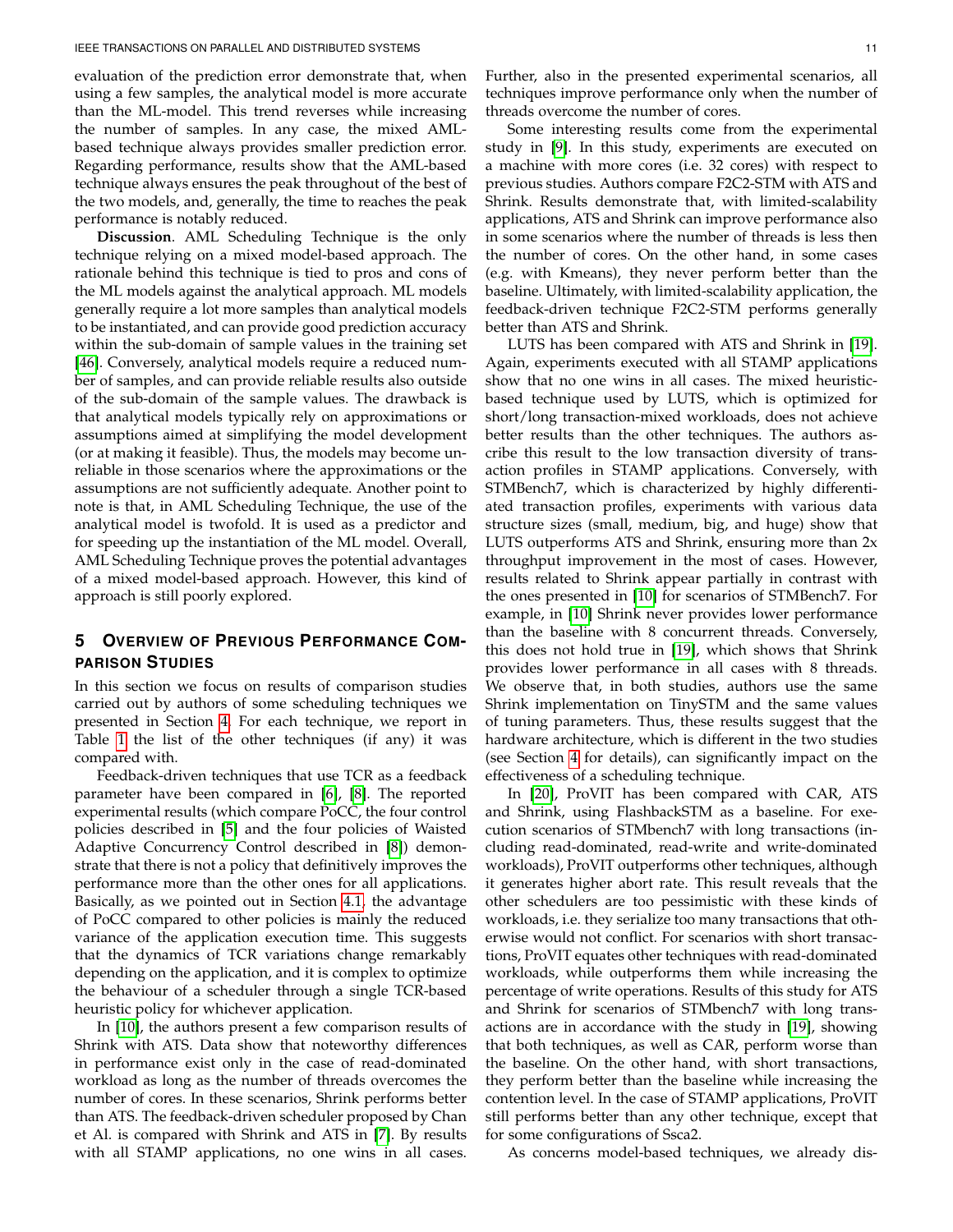evaluation of the prediction error demonstrate that, when using a few samples, the analytical model is more accurate than the ML-model. This trend reverses while increasing the number of samples. In any case, the mixed AML-based technique always provides smaller prediction error. Regarding performance, results show that the AML-based technique always ensures the peak throughout of the best of the two models, and, generally, the time to reaches the peak performance is notably reduced.

**Discussion**. AML Scheduling Technique is the only technique relying on a mixed model-based approach. The rationale behind this technique is tied to pros and cons of the ML models against the analytical approach. ML models generally require a lot more samples than analytical models to be instantiated, and can provide good prediction accuracy within the sub-domain of sample values in the training set [46]. Conversely, analytical models require a reduced number of samples, and can provide reliable results also outside of the sub-domain of the sample values. The drawback is that analytical models typically rely on approximations or assumptions aimed at simplifying the model development (or at making it feasible). Thus, the models may become unreliable in those scenarios where the approximations or the assumptions are not sufficiently adequate. Another point to note is that, in AML Scheduling Technique, the use of the analytical model is twofold. It is used as a predictor and for speeding up the instantiation of the ML model. Overall, AML Scheduling Technique proves the potential advantages of a mixed model-based approach. However, this kind of approach is still poorly explored.

## 5 Overview of Previous Performance Comparison Studies

In this section we focus on results of comparison studies carried out by authors of some scheduling techniques we presented in Section 4. For each technique, we report in Table 1 the list of the other techniques (if any) it was compared with.

Feedback-driven techniques that use TCR as a feedback parameter have been compared in [6], [8]. The reported experimental results (which compare PoCC, the four control policies described in [5] and the four policies of Waisted Adaptive Concurrency Control described in [8]) demonstrate that there is not a policy that definitively improves the performance more than the other ones for all applications. Basically, as we pointed out in Section 4.1, the advantage of PoCC compared to other policies is mainly the reduced variance of the application execution time. This suggests that the dynamics of TCR variations change remarkably depending on the application, and it is complex to optimize the behaviour of a scheduler through a single TCR-based heuristic policy for whichever application.

In [10], the authors present a few comparison results of Shrink with ATS. Data show that noteworthy differences in performance exist only in the case of read-dominated workload as long as the number of threads overcomes the number of cores. In these scenarios, Shrink performs better than ATS. The feedback-driven scheduler proposed by Chan et Al. is compared with Shrink and ATS in [7]. By results with all STAMP applications, no one wins in all cases. Further, also in the presented experimental scenarios, all techniques improve performance only when the number of threads overcome the number of cores.

Some interesting results come from the experimental study in [9]. In this study, experiments are executed on a machine with more cores (i.e. 32 cores) with respect to previous studies. Authors compare F2C2-STM with ATS and Shrink. Results demonstrate that, with limited-scalability applications, ATS and Shrink can improve performance also in some scenarios where the number of threads is less then the number of cores. On the other hand, in some cases (e.g. with Kmeans), they never perform better than the baseline. Ultimately, with limited-scalability application, the feedback-driven technique F2C2-STM performs generally better than ATS and Shrink.

LUTS has been compared with ATS and Shrink in [19]. Again, experiments executed with all STAMP applications show that no one wins in all cases. The mixed heuristic-based technique used by LUTS, which is optimized for short/long transaction-mixed workloads, does not achieve better results than the other techniques. The authors ascribe this result to the low transaction diversity of transaction profiles in STAMP applications. Conversely, with STMBench7, which is characterized by highly differentiated transaction profiles, experiments with various data structure sizes (small, medium, big, and huge) show that LUTS outperforms ATS and Shrink, ensuring more than 2x throughput improvement in the most of cases. However, results related to Shrink appear partially in contrast with the ones presented in [10] for scenarios of STMBench7. For example, in [10] Shrink never provides lower performance than the baseline with 8 concurrent threads. Conversely, this does not hold true in [19], which shows that Shrink provides lower performance in all cases with 8 threads. We observe that, in both studies, authors use the same Shrink implementation on TinySTM and the same values of tuning parameters. Thus, these results suggest that the hardware architecture, which is different in the two studies (see Section 4 for details), can significantly impact on the effectiveness of a scheduling technique.

In [20], ProVIT has been compared with CAR, ATS and Shrink, using FlashbackSTM as a baseline. For execution scenarios of STMbench7 with long transactions (including read-dominated, read-write and write-dominated workloads), ProVIT outperforms other techniques, although it generates higher abort rate. This result reveals that the other schedulers are too pessimistic with these kinds of workloads, i.e. they serialize too many transactions that otherwise would not conflict. For scenarios with short transactions, ProVIT equates other techniques with read-dominated workloads, while outperforms them while increasing the percentage of write operations. Results of this study for ATS and Shrink for scenarios of STMbench7 with long transactions are in accordance with the study in [19], showing that both techniques, as well as CAR, perform worse than the baseline. On the other hand, with short transactions, they perform better than the baseline while increasing the contention level. In the case of STAMP applications, ProVIT still performs better than any other technique, except that for some configurations of Ssca2.

As concerns model-based techniques, we already dis-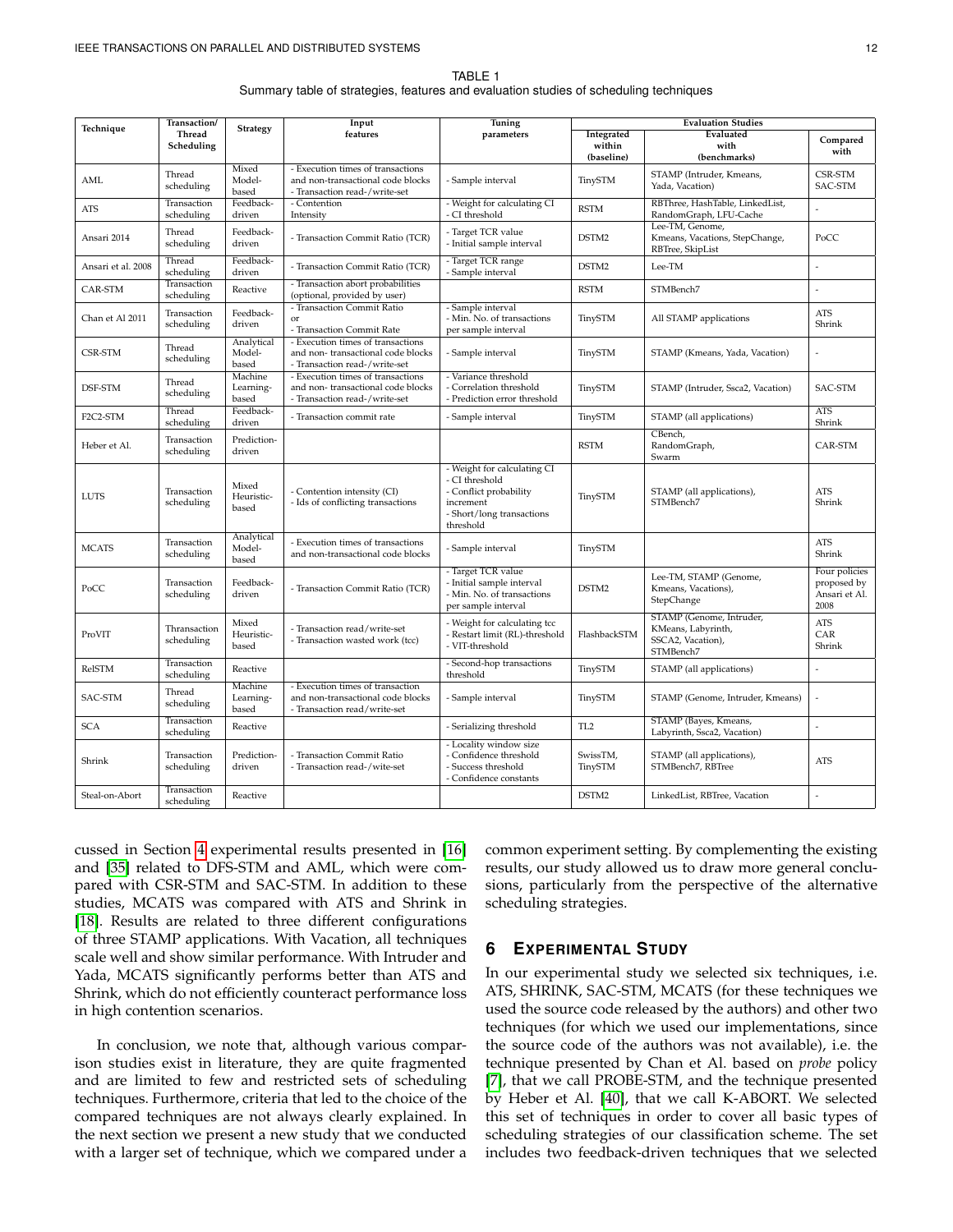TABLE 1
Summary table of strategies, features and evaluation studies of scheduling techniques

| Technique | Transaction/ Thread Scheduling | Strategy | Input features | Tuning parameters | Evaluation Studies | | |
|---|---|---|---|---|---|---|---|
| | | | | | Integrated within (baseline) | Evaluated with (benchmarks) | Compared with |
| AML | Thread scheduling | Mixed Model-based | - Execution times of transactions and non-transactional code blocks - Transaction read-/write-set | - Sample interval | TinySTM | STAMP (Intruder, Kmeans, Yada, Vacation) | CSR-STM SAC-STM |
| ATS | Transaction scheduling | Feedback-driven | - Contention Intensity | - Weight for calculating CI - CI threshold | RSTM | RBThree, HashTable, LinkedList, RandomGraph, LFU-Cache | - |
| Ansari 2014 | Thread scheduling | Feedback-driven | - Transaction Commit Ratio (TCR) | - Target TCR value - Initial sample interval | DSTM2 | Lee-TM, Genome, Kmeans, Vacations, StepChange, RBTree, SkipList | PoCC |
| Ansari et al. 2008 | Thread scheduling | Feedback-driven | - Transaction Commit Ratio (TCR) | - Target TCR range - Sample interval | DSTM2 | Lee-TM | - |
| CAR-STM | Transaction scheduling | Reactive | - Transaction abort probabilities (optional, provided by user) | | RSTM | STMBench7 | - |
| Chan et Al 2011 | Transaction scheduling | Feedback-driven | - Transaction Commit Ratio or - Transaction Commit Rate | - Sample interval - Min. No. of transactions per sample interval | TinySTM | All STAMP applications | ATS Shrink |
| CSR-STM | Thread scheduling | Analytical Model-based | - Execution times of transactions and non- transactional code blocks - Transaction read-/write-set | - Sample interval | TinySTM | STAMP (Kmeans, Yada, Vacation) | - |
| DSF-STM | Thread scheduling | Machine Learning-based | - Execution times of transactions and non- transactional code blocks - Transaction read-/write-set | - Variance threshold - Correlation threshold - Prediction error threshold | TinySTM | STAMP (Intruder, Ssca2, Vacation) | SAC-STM |
| F2C2-STM | Thread scheduling | Feedback-driven | - Transaction commit rate | - Sample interval | TinySTM | STAMP (all applications) | ATS Shrink |
| Heber et Al. | Transaction scheduling | Prediction-driven | | | RSTM | CBench, RandomGraph, Swarm | CAR-STM |
| LUTS | Transaction scheduling | Mixed Heuristic-based | - Contention intensity (CI) - Ids of conflicting transactions | - Weight for calculating CI - CI threshold - Conflict probability increment - Short/long transactions threshold | TinySTM | STAMP (all applications), STMBench7 | ATS Shrink |
| MCATS | Transaction scheduling | Analytical Model-based | - Execution times of transactions and non-transactional code blocks | - Sample interval | TinySTM | | ATS Shrink |
| PoCC | Transaction scheduling | Feedback-driven | - Transaction Commit Ratio (TCR) | - Target TCR value - Initial sample interval - Min. No. of transactions per sample interval | DSTM2 | Lee-TM, STAMP (Genome, Kmeans, Vacations), StepChange | Four policies proposed by Ansari et Al. 2008 |
| ProVIT | Thransaction scheduling | Mixed Heuristic-based | - Transaction read/write-set - Transaction wasted work (tcc) | - Weight for calculating tcc - Restart limit (RL)-threshold - VIT-threshold | FlashbackSTM | STAMP (Genome, Intruder, KMeans, Labyrinth, SSCA2, Vacation), STMBench7 | ATS CAR Shrink |
| RelSTM | Transaction scheduling | Reactive | | - Second-hop transactions threshold | TinySTM | STAMP (all applications) | - |
| SAC-STM | Thread scheduling | Machine Learning-based | - Execution times of transaction and non-transactional code blocks - Transaction read/write-set | - Sample interval | TinySTM | STAMP (Genome, Intruder, Kmeans) | - |
| SCA | Transaction scheduling | Reactive | | - Serializing threshold | TL2 | STAMP (Bayes, Kmeans, Labyrinth, Ssca2, Vacation) | - |
| Shrink | Transaction scheduling | Prediction-driven | - Transaction Commit Ratio - Transaction read-/wite-set | - Locality window size - Confidence threshold - Success threshold - Confidence constants | SwissTM, TinySTM | STAMP (all applications), STMBench7, RBTree | ATS |
| Steal-on-Abort | Transaction scheduling | Reactive | | | DSTM2 | LinkedList, RBTree, Vacation | - |

cussed in Section 4 experimental results presented in [16] and [35] related to DFS-STM and AML, which were compared with CSR-STM and SAC-STM. In addition to these studies, MCATS was compared with ATS and Shrink in [18]. Results are related to three different configurations of three STAMP applications. With Vacation, all techniques scale well and show similar performance. With Intruder and Yada, MCATS significantly performs better than ATS and Shrink, which do not efficiently counteract performance loss in high contention scenarios.

In conclusion, we note that, although various comparison studies exist in literature, they are quite fragmented and are limited to few and restricted sets of scheduling techniques. Furthermore, criteria that led to the choice of the compared techniques are not always clearly explained. In the next section we present a new study that we conducted with a larger set of technique, which we compared under a common experiment setting. By complementing the existing results, our study allowed us to draw more general conclusions, particularly from the perspective of the alternative scheduling strategies.

## 6 Experimental Study

In our experimental study we selected six techniques, i.e. ATS, SHRINK, SAC-STM, MCATS (for these techniques we used the source code released by the authors) and other two techniques (for which we used our implementations, since the source code of the authors was not available), i.e. the technique presented by Chan et Al. based on *probe* policy [7], that we call PROBE-STM, and the technique presented by Heber et Al. [40], that we call K-ABORT. We selected this set of techniques in order to cover all basic types of scheduling strategies of our classification scheme. The set includes two feedback-driven techniques that we selected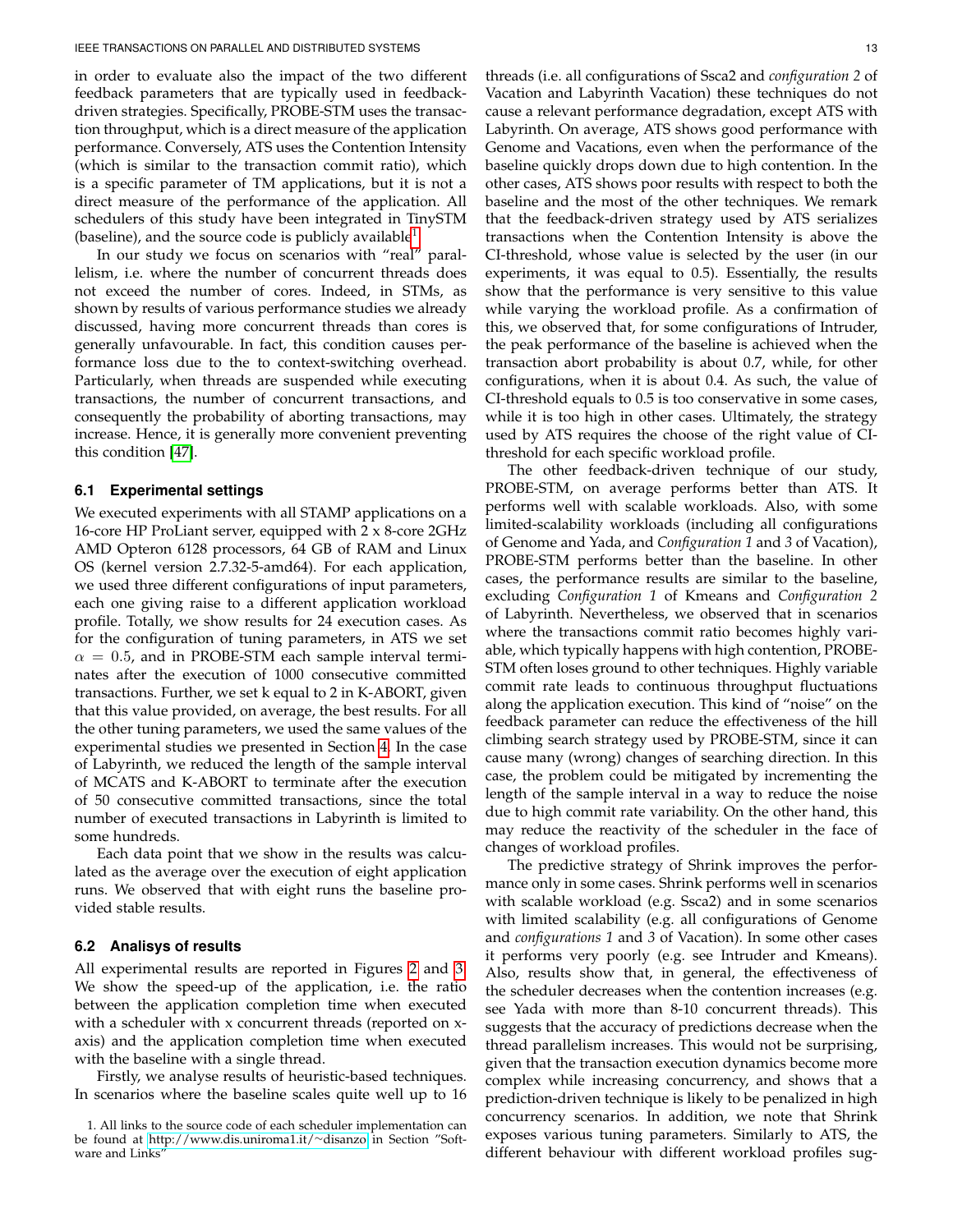in order to evaluate also the impact of the two different feedback parameters that are typically used in feedback-driven strategies. Specifically, PROBE-STM uses the transaction throughput, which is a direct measure of the application performance. Conversely, ATS uses the Contention Intensity (which is similar to the transaction commit ratio), which is a specific parameter of TM applications, but it is not a direct measure of the performance of the application. All schedulers of this study have been integrated in TinySTM (baseline), and the source code is publicly available[1].

In our study we focus on scenarios with "real" parallelism, i.e. where the number of concurrent threads does not exceed the number of cores. Indeed, in STMs, as shown by results of various performance studies we already discussed, having more concurrent threads than cores is generally unfavourable. In fact, this condition causes performance loss due to the to context-switching overhead. Particularly, when threads are suspended while executing transactions, the number of concurrent transactions, and consequently the probability of aborting transactions, may increase. Hence, it is generally more convenient preventing this condition [47].

### 6.1 Experimental settings

We executed experiments with all STAMP applications on a 16-core HP ProLiant server, equipped with 2 x 8-core 2GHz AMD Opteron 6128 processors, 64 GB of RAM and Linux OS (kernel version 2.7.32-5-amd64). For each application, we used three different configurations of input parameters, each one giving raise to a different application workload profile. Totally, we show results for 24 execution cases. As for the configuration of tuning parameters, in ATS we set $\alpha = 0.5$, and in PROBE-STM each sample interval terminates after the execution of 1000 consecutive committed transactions. Further, we set k equal to 2 in K-ABORT, given that this value provided, on average, the best results. For all the other tuning parameters, we used the same values of the experimental studies we presented in Section 4. In the case of Labyrinth, we reduced the length of the sample interval of MCATS and K-ABORT to terminate after the execution of 50 consecutive committed transactions, since the total number of executed transactions in Labyrinth is limited to some hundreds.

Each data point that we show in the results was calculated as the average over the execution of eight application runs. We observed that with eight runs the baseline provided stable results.

### 6.2 Analisys of results

All experimental results are reported in Figures 2 and 3. We show the speed-up of the application, i.e. the ratio between the application completion time when executed with a scheduler with x concurrent threads (reported on x-axis) and the application completion time when executed with the baseline with a single thread.

Firstly, we analyse results of heuristic-based techniques. In scenarios where the baseline scales quite well up to 16 threads (i.e. all configurations of Ssca2 and *configuration 2* of Vacation and Labyrinth Vacation) these techniques do not cause a relevant performance degradation, except ATS with Labyrinth. On average, ATS shows good performance with Genome and Vacations, even when the performance of the baseline quickly drops down due to high contention. In the other cases, ATS shows poor results with respect to both the baseline and the most of the other techniques. We remark that the feedback-driven strategy used by ATS serializes transactions when the Contention Intensity is above the CI-threshold, whose value is selected by the user (in our experiments, it was equal to 0.5). Essentially, the results show that the performance is very sensitive to this value while varying the workload profile. As a confirmation of this, we observed that, for some configurations of Intruder, the peak performance of the baseline is achieved when the transaction abort probability is about 0.7, while, for other configurations, when it is about 0.4. As such, the value of CI-threshold equals to 0.5 is too conservative in some cases, while it is too high in other cases. Ultimately, the strategy used by ATS requires the choose of the right value of CI-threshold for each specific workload profile.

The other feedback-driven technique of our study, PROBE-STM, on average performs better than ATS. It performs well with scalable workloads. Also, with some limited-scalability workloads (including all configurations of Genome and Yada, and *Configuration 1* and *3* of Vacation), PROBE-STM performs better than the baseline. In other cases, the performance results are similar to the baseline, excluding *Configuration 1* of Kmeans and *Configuration 2* of Labyrinth. Nevertheless, we observed that in scenarios where the transactions commit ratio becomes highly variable, which typically happens with high contention, PROBE-STM often loses ground to other techniques. Highly variable commit rate leads to continuous throughput fluctuations along the application execution. This kind of "noise" on the feedback parameter can reduce the effectiveness of the hill climbing search strategy used by PROBE-STM, since it can cause many (wrong) changes of searching direction. In this case, the problem could be mitigated by incrementing the length of the sample interval in a way to reduce the noise due to high commit rate variability. On the other hand, this may reduce the reactivity of the scheduler in the face of changes of workload profiles.

The predictive strategy of Shrink improves the performance only in some cases. Shrink performs well in scenarios with scalable workload (e.g. Ssca2) and in some scenarios with limited scalability (e.g. all configurations of Genome and *configurations 1* and *3* of Vacation). In some other cases it performs very poorly (e.g. see Intruder and Kmeans). Also, results show that, in general, the effectiveness of the scheduler decreases when the contention increases (e.g. see Yada with more than 8-10 concurrent threads). This suggests that the accuracy of predictions decrease when the thread parallelism increases. This would not be surprising, given that the transaction execution dynamics become more complex while increasing concurrency, and shows that a prediction-driven technique is likely to be penalized in high concurrency scenarios. In addition, we note that Shrink exposes various tuning parameters. Similarly to ATS, the different behaviour with different workload profiles sug-

1. All links to the source code of each scheduler implementation can be found at http://www.dis.uniroma1.it/~disanzo in Section "Software and Links"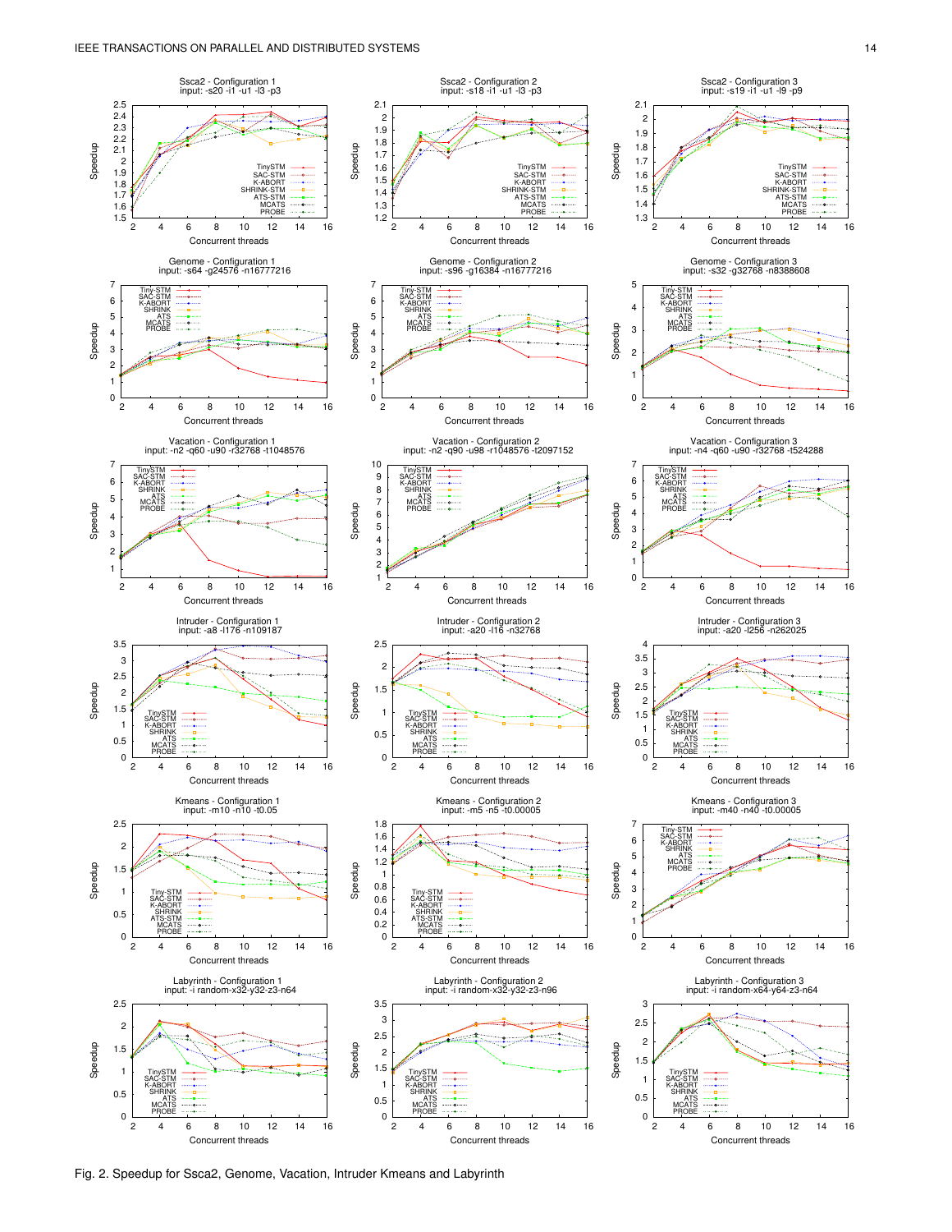Fig. 2. Speedup for Ssca2, Genome, Vacation, Intruder Kmeans and Labyrinth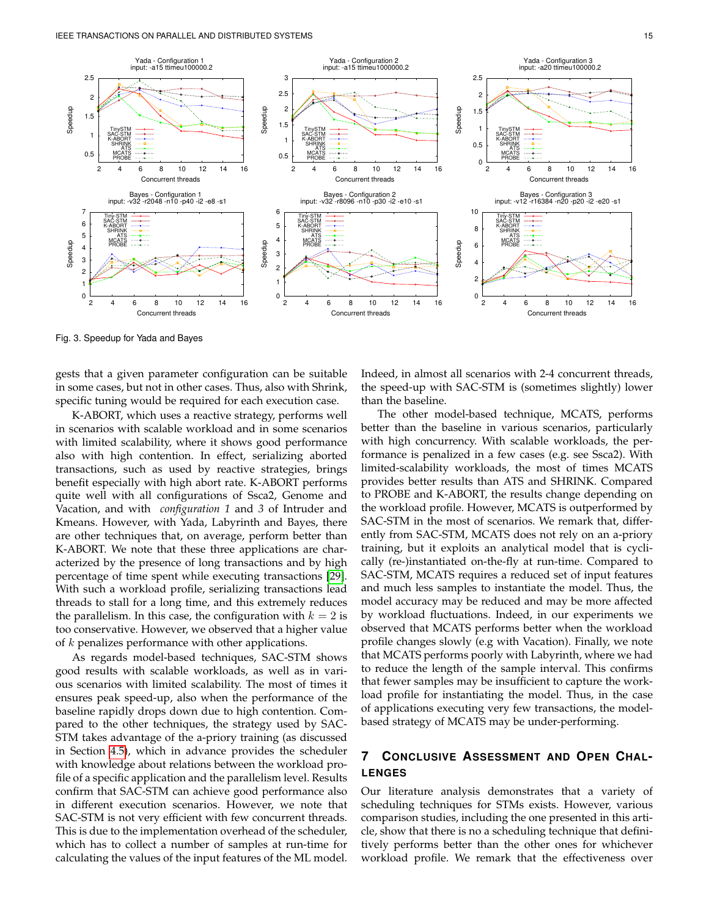Fig. 3. Speedup for Yada and Bayes

gests that a given parameter configuration can be suitable in some cases, but not in other cases. Thus, also with Shrink, specific tuning would be required for each execution case.

K-ABORT, which uses a reactive strategy, performs well in scenarios with scalable workload and in some scenarios with limited scalability, where it shows good performance also with high contention. In effect, serializing aborted transactions, such as used by reactive strategies, brings benefit especially with high abort rate. K-ABORT performs quite well with all configurations of Ssca2, Genome and Vacation, and with *configuration 1* and 3 of Intruder and Kmeans. However, with Yada, Labyrinth and Bayes, there are other techniques that, on average, perform better than K-ABORT. We note that these three applications are characterized by the presence of long transactions and by high percentage of time spent while executing transactions [29]. With such a workload profile, serializing transactions lead threads to stall for a long time, and this extremely reduces the parallelism. In this case, the configuration with $k = 2$ is too conservative. However, we observed that a higher value of $k$ penalizes performance with other applications.

As regards model-based techniques, SAC-STM shows good results with scalable workloads, as well as in various scenarios with limited scalability. The most of times it ensures peak speed-up, also when the performance of the baseline rapidly drops down due to high contention. Compared to the other techniques, the strategy used by SAC-STM takes advantage of the a-priory training (as discussed in Section 4.5), which in advance provides the scheduler with knowledge about relations between the workload profile of a specific application and the parallelism level. Results confirm that SAC-STM can achieve good performance also in different execution scenarios. However, we note that SAC-STM is not very efficient with few concurrent threads. This is due to the implementation overhead of the scheduler, which has to collect a number of samples at run-time for calculating the values of the input features of the ML model. Indeed, in almost all scenarios with 2-4 concurrent threads, the speed-up with SAC-STM is (sometimes slightly) lower than the baseline.

The other model-based technique, MCATS, performs better than the baseline in various scenarios, particularly with high concurrency. With scalable workloads, the performance is penalized in a few cases (e.g. see Ssca2). With limited-scalability workloads, the most of times MCATS provides better results than ATS and SHRINK. Compared to PROBE and K-ABORT, the results change depending on the workload profile. However, MCATS is outperformed by SAC-STM in the most of scenarios. We remark that, differently from SAC-STM, MCATS does not rely on an a-priory training, but it exploits an analytical model that is cyclically (re-)instantiated on-the-fly at run-time. Compared to SAC-STM, MCATS requires a reduced set of input features and much less samples to instantiate the model. Thus, the model accuracy may be reduced and may be more affected by workload fluctuations. Indeed, in our experiments we observed that MCATS performs better when the workload profile changes slowly (e.g with Vacation). Finally, we note that MCATS performs poorly with Labyrinth, where we had to reduce the length of the sample interval. This confirms that fewer samples may be insufficient to capture the workload profile for instantiating the model. Thus, in the case of applications executing very few transactions, the model-based strategy of MCATS may be under-performing.

## 7 Conclusive Assessment and Open Challenges

Our literature analysis demonstrates that a variety of scheduling techniques for STMs exists. However, various comparison studies, including the one presented in this article, show that there is no a scheduling technique that definitively performs better than the other ones for whichever workload profile. We remark that the effectiveness over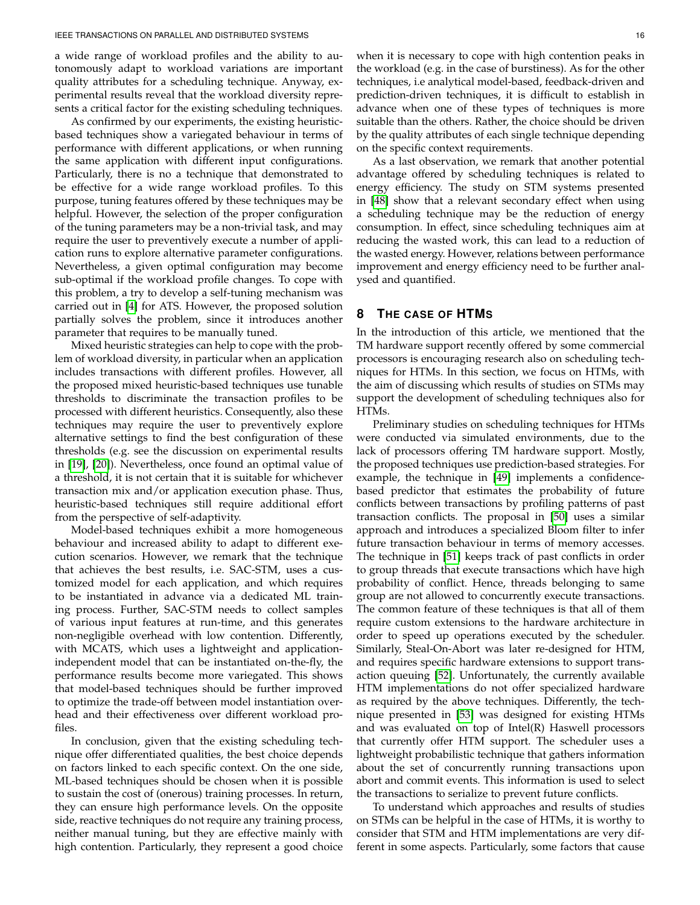a wide range of workload profiles and the ability to autonomously adapt to workload variations are important quality attributes for a scheduling technique. Anyway, experimental results reveal that the workload diversity represents a critical factor for the existing scheduling techniques.

As confirmed by our experiments, the existing heuristic-based techniques show a variegated behaviour in terms of performance with different applications, or when running the same application with different input configurations. Particularly, there is no a technique that demonstrated to be effective for a wide range workload profiles. To this purpose, tuning features offered by these techniques may be helpful. However, the selection of the proper configuration of the tuning parameters may be a non-trivial task, and may require the user to preventively execute a number of application runs to explore alternative parameter configurations. Nevertheless, a given optimal configuration may become sub-optimal if the workload profile changes. To cope with this problem, a try to develop a self-tuning mechanism was carried out in [4] for ATS. However, the proposed solution partially solves the problem, since it introduces another parameter that requires to be manually tuned.

Mixed heuristic strategies can help to cope with the problem of workload diversity, in particular when an application includes transactions with different profiles. However, all the proposed mixed heuristic-based techniques use tunable thresholds to discriminate the transaction profiles to be processed with different heuristics. Consequently, also these techniques may require the user to preventively explore alternative settings to find the best configuration of these thresholds (e.g. see the discussion on experimental results in [19], [20]). Nevertheless, once found an optimal value of a threshold, it is not certain that it is suitable for whichever transaction mix and/or application execution phase. Thus, heuristic-based techniques still require additional effort from the perspective of self-adaptivity.

Model-based techniques exhibit a more homogeneous behaviour and increased ability to adapt to different execution scenarios. However, we remark that the technique that achieves the best results, i.e. SAC-STM, uses a customized model for each application, and which requires to be instantiated in advance via a dedicated ML training process. Further, SAC-STM needs to collect samples of various input features at run-time, and this generates non-negligible overhead with low contention. Differently, with MCATS, which uses a lightweight and application-independent model that can be instantiated on-the-fly, the performance results become more variegated. This shows that model-based techniques should be further improved to optimize the trade-off between model instantiation overhead and their effectiveness over different workload profiles.

In conclusion, given that the existing scheduling technique offer differentiated qualities, the best choice depends on factors linked to each specific context. On the one side, ML-based techniques should be chosen when it is possible to sustain the cost of (onerous) training processes. In return, they can ensure high performance levels. On the opposite side, reactive techniques do not require any training process, neither manual tuning, but they are effective mainly with high contention. Particularly, they represent a good choice when it is necessary to cope with high contention peaks in the workload (e.g. in the case of burstiness). As for the other techniques, i.e analytical model-based, feedback-driven and prediction-driven techniques, it is difficult to establish in advance when one of these types of techniques is more suitable than the others. Rather, the choice should be driven by the quality attributes of each single technique depending on the specific context requirements.

As a last observation, we remark that another potential advantage offered by scheduling techniques is related to energy efficiency. The study on STM systems presented in [48] show that a relevant secondary effect when using a scheduling technique may be the reduction of energy consumption. In effect, since scheduling techniques aim at reducing the wasted work, this can lead to a reduction of the wasted energy. However, relations between performance improvement and energy efficiency need to be further analysed and quantified.

## 8 The case of HTMs

In the introduction of this article, we mentioned that the TM hardware support recently offered by some commercial processors is encouraging research also on scheduling techniques for HTMs. In this section, we focus on HTMs, with the aim of discussing which results of studies on STMs may support the development of scheduling techniques also for HTMs.

Preliminary studies on scheduling techniques for HTMs were conducted via simulated environments, due to the lack of processors offering TM hardware support. Mostly, the proposed techniques use prediction-based strategies. For example, the technique in [49] implements a confidence-based predictor that estimates the probability of future conflicts between transactions by profiling patterns of past transaction conflicts. The proposal in [50] uses a similar approach and introduces a specialized Bloom filter to infer future transaction behaviour in terms of memory accesses. The technique in [51] keeps track of past conflicts in order to group threads that execute transactions which have high probability of conflict. Hence, threads belonging to same group are not allowed to concurrently execute transactions. The common feature of these techniques is that all of them require custom extensions to the hardware architecture in order to speed up operations executed by the scheduler. Similarly, Steal-On-Abort was later re-designed for HTM, and requires specific hardware extensions to support transaction queuing [52]. Unfortunately, the currently available HTM implementations do not offer specialized hardware as required by the above techniques. Differently, the technique presented in [53] was designed for existing HTMs and was evaluated on top of Intel(R) Haswell processors that currently offer HTM support. The scheduler uses a lightweight probabilistic technique that gathers information about the set of concurrently running transactions upon abort and commit events. This information is used to select the transactions to serialize to prevent future conflicts.

To understand which approaches and results of studies on STMs can be helpful in the case of HTMs, it is worthy to consider that STM and HTM implementations are very different in some aspects. Particularly, some factors that cause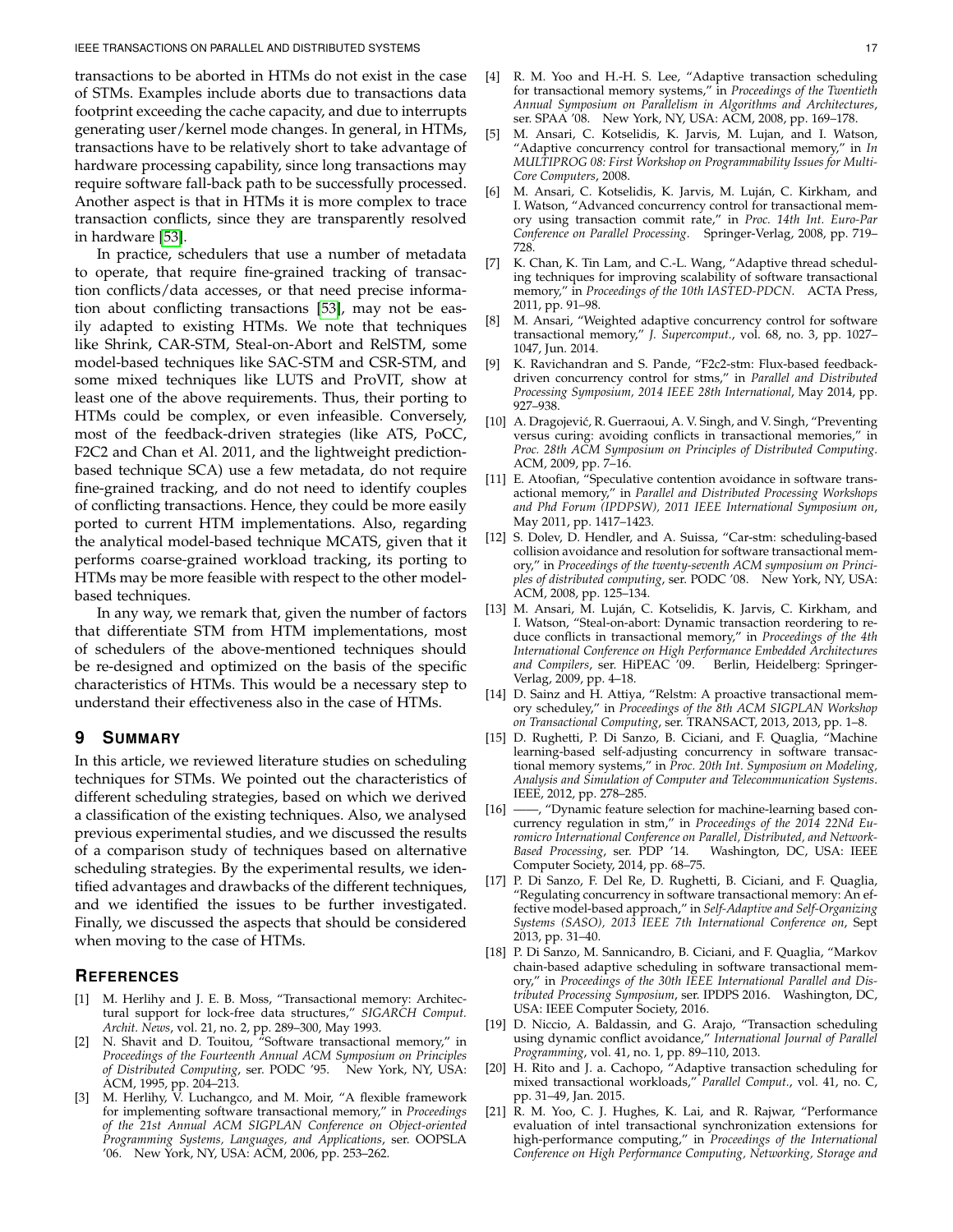transactions to be aborted in HTMs do not exist in the case of STMs. Examples include aborts due to transactions data footprint exceeding the cache capacity, and due to interrupts generating user/kernel mode changes. In general, in HTMs, transactions have to be relatively short to take advantage of hardware processing capability, since long transactions may require software fall-back path to be successfully processed. Another aspect is that in HTMs it is more complex to trace transaction conflicts, since they are transparently resolved in hardware [53].

In practice, schedulers that use a number of metadata to operate, that require fine-grained tracking of transaction conflicts/data accesses, or that need precise information about conflicting transactions [53], may not be easily adapted to existing HTMs. We note that techniques like Shrink, CAR-STM, Steal-on-Abort and RelSTM, some model-based techniques like SAC-STM and CSR-STM, and some mixed techniques like LUTS and ProVIT, show at least one of the above requirements. Thus, their porting to HTMs could be complex, or even infeasible. Conversely, most of the feedback-driven strategies (like ATS, PoCC, F2C2 and Chan et Al. 2011, and the lightweight prediction-based technique SCA) use a few metadata, do not require fine-grained tracking, and do not need to identify couples of conflicting transactions. Hence, they could be more easily ported to current HTM implementations. Also, regarding the analytical model-based technique MCATS, given that it performs coarse-grained workload tracking, its porting to HTMs may be more feasible with respect to the other model-based techniques.

In any way, we remark that, given the number of factors that differentiate STM from HTM implementations, most of schedulers of the above-mentioned techniques should be re-designed and optimized on the basis of the specific characteristics of HTMs. This would be a necessary step to understand their effectiveness also in the case of HTMs.

## 9 Summary

In this article, we reviewed literature studies on scheduling techniques for STMs. We pointed out the characteristics of different scheduling strategies, based on which we derived a classification of the existing techniques. Also, we analysed previous experimental studies, and we discussed the results of a comparison study of techniques based on alternative scheduling strategies. By the experimental results, we identified advantages and drawbacks of the different techniques, and we identified the issues to be further investigated. Finally, we discussed the aspects that should be considered when moving to the case of HTMs.

## References

[1] M. Herlihy and J. E. B. Moss, "Transactional memory: Architectural support for lock-free data structures," *SIGARCH Comput. Archit. News*, vol. 21, no. 2, pp. 289–300, May 1993.

[2] N. Shavit and D. Touitou, "Software transactional memory," in *Proceedings of the Fourteenth Annual ACM Symposium on Principles of Distributed Computing*, ser. PODC '95. New York, NY, USA: ACM, 1995, pp. 204–213.

[3] M. Herlihy, V. Luchangco, and M. Moir, "A flexible framework for implementing software transactional memory," in *Proceedings of the 21st Annual ACM SIGPLAN Conference on Object-oriented Programming Systems, Languages, and Applications*, ser. OOPSLA '06. New York, NY, USA: ACM, 2006, pp. 253–262.

[4] R. M. Yoo and H.-H. S. Lee, "Adaptive transaction scheduling for transactional memory systems," in *Proceedings of the Twentieth Annual Symposium on Parallelism in Algorithms and Architectures*, ser. SPAA '08. New York, NY, USA: ACM, 2008, pp. 169–178.

[5] M. Ansari, C. Kotselidis, K. Jarvis, M. Lujan, and I. Watson, "Adaptive concurrency control for transactional memory," in *In MULTIPROG 08: First Workshop on Programmability Issues for Multi-Core Computers*, 2008.

[6] M. Ansari, C. Kotselidis, K. Jarvis, M. Luján, C. Kirkham, and I. Watson, "Advanced concurrency control for transactional memory using transaction commit rate," in *Proc. 14th Int. Euro-Par Conference on Parallel Processing*. Springer-Verlag, 2008, pp. 719–728.

[7] K. Chan, K. Tin Lam, and C.-L. Wang, "Adaptive thread scheduling techniques for improving scalability of software transactional memory," in *Proceedings of the 10th IASTED-PDCN*. ACTA Press, 2011, pp. 91–98.

[8] M. Ansari, "Weighted adaptive concurrency control for software transactional memory," *J. Supercomput.*, vol. 68, no. 3, pp. 1027–1047, Jun. 2014.

[9] K. Ravichandran and S. Pande, "F2c2-stm: Flux-based feedback-driven concurrency control for stms," in *Parallel and Distributed Processing Symposium, 2014 IEEE 28th International*, May 2014, pp. 927–938.

[10] A. Dragojević, R. Guerraoui, A. V. Singh, and V. Singh, "Preventing versus curing: avoiding conflicts in transactional memories," in *Proc. 28th ACM Symposium on Principles of Distributed Computing*. ACM, 2009, pp. 7–16.

[11] E. Atoofian, "Speculative contention avoidance in software transactional memory," in *Parallel and Distributed Processing Workshops and Phd Forum (IPDPSW), 2011 IEEE International Symposium on*, May 2011, pp. 1417–1423.

[12] S. Dolev, D. Hendler, and A. Suissa, "Car-stm: scheduling-based collision avoidance and resolution for software transactional memory," in *Proceedings of the twenty-seventh ACM symposium on Principles of distributed computing*, ser. PODC '08. New York, NY, USA: ACM, 2008, pp. 125–134.

[13] M. Ansari, M. Luján, C. Kotselidis, K. Jarvis, C. Kirkham, and I. Watson, "Steal-on-abort: Dynamic transaction reordering to reduce conflicts in transactional memory," in *Proceedings of the 4th International Conference on High Performance Embedded Architectures and Compilers*, ser. HiPEAC '09. Berlin, Heidelberg: Springer-Verlag, 2009, pp. 4–18.

[14] D. Sainz and H. Attiya, "Relstm: A proactive transactional memory scheduley," in *Proceedings of the 8th ACM SIGPLAN Workshop on Transactional Computing*, ser. TRANSACT, 2013, 2013, pp. 1–8.

[15] D. Rughetti, P. Di Sanzo, B. Ciciani, and F. Quaglia, "Machine learning-based self-adjusting concurrency in software transactional memory systems," in *Proc. 20th Int. Symposium on Modeling, Analysis and Simulation of Computer and Telecommunication Systems*. IEEE, 2012, pp. 278–285.

[16] ——, "Dynamic feature selection for machine-learning based concurrency regulation in stm," in *Proceedings of the 2014 22Nd Euromicro International Conference on Parallel, Distributed, and Network-Based Processing*, ser. PDP '14. Washington, DC, USA: IEEE Computer Society, 2014, pp. 68–75.

[17] P. Di Sanzo, F. Del Re, D. Rughetti, B. Ciciani, and F. Quaglia, "Regulating concurrency in software transactional memory: An effective model-based approach," in *Self-Adaptive and Self-Organizing Systems (SASO), 2013 IEEE 7th International Conference on*, Sept 2013, pp. 31–40.

[18] P. Di Sanzo, M. Sannicandro, B. Ciciani, and F. Quaglia, "Markov chain-based adaptive scheduling in software transactional memory," in *Proceedings of the 30th IEEE International Parallel and Distributed Processing Symposium*, ser. IPDPS 2016. Washington, DC, USA: IEEE Computer Society, 2016.

[19] D. Niccio, A. Baldassin, and G. Arajo, "Transaction scheduling using dynamic conflict avoidance," *International Journal of Parallel Programming*, vol. 41, no. 1, pp. 89–110, 2013.

[20] H. Rito and J. a. Cachopo, "Adaptive transaction scheduling for mixed transactional workloads," *Parallel Comput.*, vol. 41, no. C, pp. 31–49, Jan. 2015.

[21] R. M. Yoo, C. J. Hughes, K. Lai, and R. Rajwar, "Performance evaluation of intel transactional synchronization extensions for high-performance computing," in *Proceedings of the International Conference on High Performance Computing, Networking, Storage and*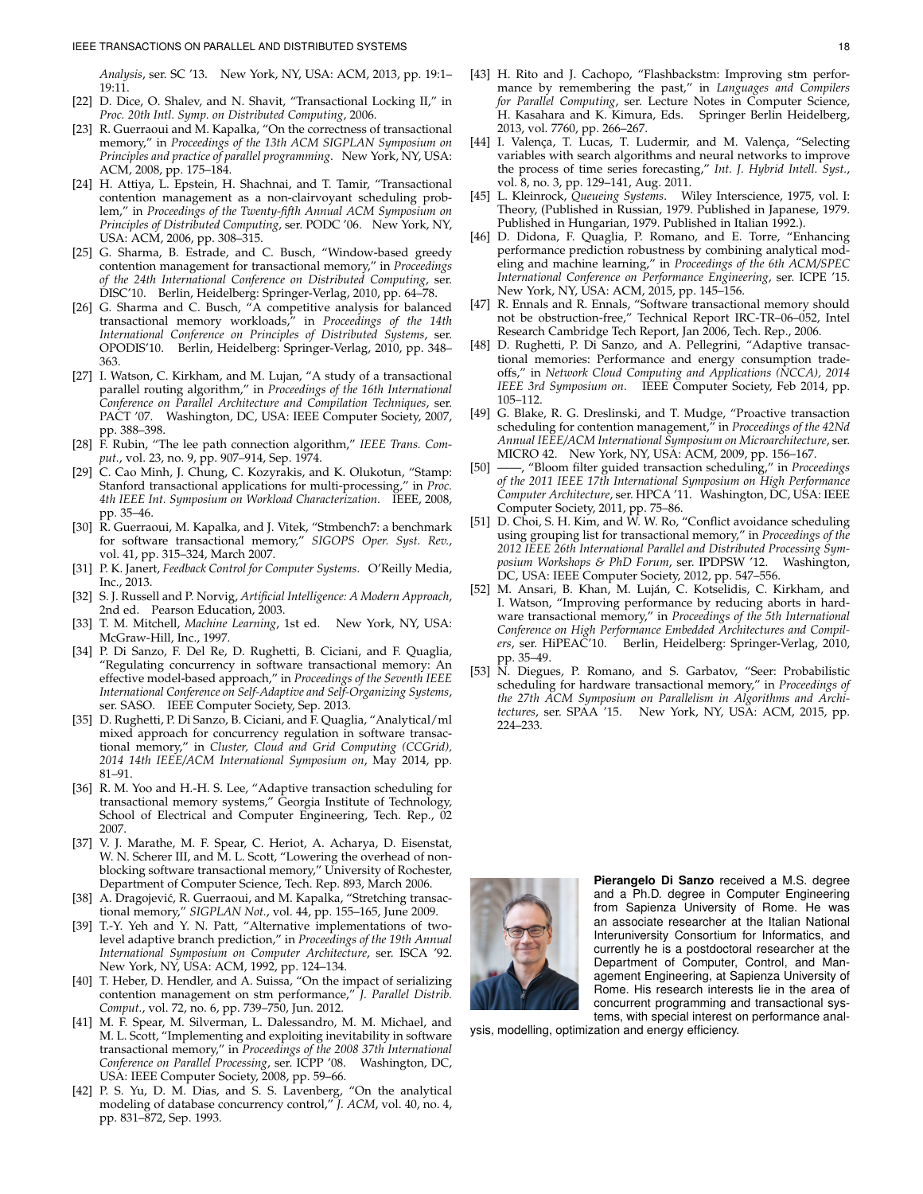*Analysis*, ser. SC '13. New York, NY, USA: ACM, 2013, pp. 19:1–19:11.

[22] D. Dice, O. Shalev, and N. Shavit, "Transactional Locking II," in *Proc. 20th Intl. Symp. on Distributed Computing*, 2006.

[23] R. Guerraoui and M. Kapalka, "On the correctness of transactional memory," in *Proceedings of the 13th ACM SIGPLAN Symposium on Principles and practice of parallel programming*. New York, NY, USA: ACM, 2008, pp. 175–184.

[24] H. Attiya, L. Epstein, H. Shachnai, and T. Tamir, "Transactional contention management as a non-clairvoyant scheduling problem," in *Proceedings of the Twenty-fifth Annual ACM Symposium on Principles of Distributed Computing*, ser. PODC '06. New York, NY, USA: ACM, 2006, pp. 308–315.

[25] G. Sharma, B. Estrade, and C. Busch, "Window-based greedy contention management for transactional memory," in *Proceedings of the 24th International Conference on Distributed Computing*, ser. DISC'10. Berlin, Heidelberg: Springer-Verlag, 2010, pp. 64–78.

[26] G. Sharma and C. Busch, "A competitive analysis for balanced transactional memory workloads," in *Proceedings of the 14th International Conference on Principles of Distributed Systems*, ser. OPODIS'10. Berlin, Heidelberg: Springer-Verlag, 2010, pp. 348–363.

[27] I. Watson, C. Kirkham, and M. Lujan, "A study of a transactional parallel routing algorithm," in *Proceedings of the 16th International Conference on Parallel Architecture and Compilation Techniques*, ser. PACT '07. Washington, DC, USA: IEEE Computer Society, 2007, pp. 388–398.

[28] F. Rubin, "The lee path connection algorithm," *IEEE Trans. Comput.*, vol. 23, no. 9, pp. 907–914, Sep. 1974.

[29] C. Cao Minh, J. Chung, C. Kozyrakis, and K. Olukotun, "Stamp: Stanford transactional applications for multi-processing," in *Proc. 4th IEEE Int. Symposium on Workload Characterization*. IEEE, 2008, pp. 35–46.

[30] R. Guerraoui, M. Kapalka, and J. Vitek, "Stmbench7: a benchmark for software transactional memory," *SIGOPS Oper. Syst. Rev.*, vol. 41, pp. 315–324, March 2007.

[31] P. K. Janert, *Feedback Control for Computer Systems*. O'Reilly Media, Inc., 2013.

[32] S. J. Russell and P. Norvig, *Artificial Intelligence: A Modern Approach*, 2nd ed. Pearson Education, 2003.

[33] T. M. Mitchell, *Machine Learning*, 1st ed. New York, NY, USA: McGraw-Hill, Inc., 1997.

[34] P. Di Sanzo, F. Del Re, D. Rughetti, B. Ciciani, and F. Quaglia, "Regulating concurrency in software transactional memory: An effective model-based approach," in *Proceedings of the Seventh IEEE International Conference on Self-Adaptive and Self-Organizing Systems*, ser. SASO. IEEE Computer Society, Sep. 2013.

[35] D. Rughetti, P. Di Sanzo, B. Ciciani, and F. Quaglia, "Analytical/ml mixed approach for concurrency regulation in software transactional memory," in *Cluster, Cloud and Grid Computing (CCGrid), 2014 14th IEEE/ACM International Symposium on*, May 2014, pp. 81–91.

[36] R. M. Yoo and H.-H. S. Lee, "Adaptive transaction scheduling for transactional memory systems," Georgia Institute of Technology, School of Electrical and Computer Engineering, Tech. Rep., 02 2007.

[37] V. J. Marathe, M. F. Spear, C. Heriot, A. Acharya, D. Eisenstat, W. N. Scherer III, and M. L. Scott, "Lowering the overhead of nonblocking software transactional memory," University of Rochester, Department of Computer Science, Tech. Rep. 893, March 2006.

[38] A. Dragojević, R. Guerraoui, and M. Kapalka, "Stretching transactional memory," *SIGPLAN Not.*, vol. 44, pp. 155–165, June 2009.

[39] T.-Y. Yeh and Y. N. Patt, "Alternative implementations of two-level adaptive branch prediction," in *Proceedings of the 19th Annual International Symposium on Computer Architecture*, ser. ISCA '92. New York, NY, USA: ACM, 1992, pp. 124–134.

[40] T. Heber, D. Hendler, and A. Suissa, "On the impact of serializing contention management on stm performance," *J. Parallel Distrib. Comput.*, vol. 72, no. 6, pp. 739–750, Jun. 2012.

[41] M. F. Spear, M. Silverman, L. Dalessandro, M. M. Michael, and M. L. Scott, "Implementing and exploiting inevitability in software transactional memory," in *Proceedings of the 2008 37th International Conference on Parallel Processing*, ser. ICPP '08. Washington, DC, USA: IEEE Computer Society, 2008, pp. 59–66.

[42] P. S. Yu, D. M. Dias, and S. S. Lavenberg, "On the analytical modeling of database concurrency control," *J. ACM*, vol. 40, no. 4, pp. 831–872, Sep. 1993.

[43] H. Rito and J. Cachopo, "Flashbackstm: Improving stm performance by remembering the past," in *Languages and Compilers for Parallel Computing*, ser. Lecture Notes in Computer Science, H. Kasahara and K. Kimura, Eds. Springer Berlin Heidelberg, 2013, vol. 7760, pp. 266–267.

[44] I. Valença, T. Lucas, T. Ludermir, and M. Valença, "Selecting variables with search algorithms and neural networks to improve the process of time series forecasting," *Int. J. Hybrid Intell. Syst.*, vol. 8, no. 3, pp. 129–141, Aug. 2011.

[45] L. Kleinrock, *Queueing Systems*. Wiley Interscience, 1975, vol. I: Theory, (Published in Russian, 1979. Published in Japanese, 1979. Published in Hungarian, 1979. Published in Italian 1992.).

[46] D. Didona, F. Quaglia, P. Romano, and E. Torre, "Enhancing performance prediction robustness by combining analytical modeling and machine learning," in *Proceedings of the 6th ACM/SPEC International Conference on Performance Engineering*, ser. ICPE '15. New York, NY, USA: ACM, 2015, pp. 145–156.

[47] R. Ennals and R. Ennals, "Software transactional memory should not be obstruction-free," Technical Report IRC-TR–06–052, Intel Research Cambridge Tech Report, Jan 2006, Tech. Rep., 2006.

[48] D. Rughetti, P. Di Sanzo, and A. Pellegrini, "Adaptive transactional memories: Performance and energy consumption tradeoffs," in *Network Cloud Computing and Applications (NCCA), 2014 IEEE 3rd Symposium on*. IEEE Computer Society, Feb 2014, pp. 105–112.

[49] G. Blake, R. G. Dreslinski, and T. Mudge, "Proactive transaction scheduling for contention management," in *Proceedings of the 42Nd Annual IEEE/ACM International Symposium on Microarchitecture*, ser. MICRO 42. New York, NY, USA: ACM, 2009, pp. 156–167.

[50] ——, "Bloom filter guided transaction scheduling," in *Proceedings of the 2011 IEEE 17th International Symposium on High Performance Computer Architecture*, ser. HPCA '11. Washington, DC, USA: IEEE Computer Society, 2011, pp. 75–86.

[51] D. Choi, S. H. Kim, and W. W. Ro, "Conflict avoidance scheduling using grouping list for transactional memory," in *Proceedings of the 2012 IEEE 26th International Parallel and Distributed Processing Symposium Workshops & PhD Forum*, ser. IPDPSW '12. Washington, DC, USA: IEEE Computer Society, 2012, pp. 547–556.

[52] M. Ansari, B. Khan, M. Luján, C. Kotselidis, C. Kirkham, and I. Watson, "Improving performance by reducing aborts in hardware transactional memory," in *Proceedings of the 5th International Conference on High Performance Embedded Architectures and Compilers*, ser. HiPEAC'10. Berlin, Heidelberg: Springer-Verlag, 2010, pp. 35–49.

[53] N. Diegues, P. Romano, and S. Garbatov, "Seer: Probabilistic scheduling for hardware transactional memory," in *Proceedings of the 27th ACM Symposium on Parallelism in Algorithms and Architectures*, ser. SPAA '15. New York, NY, USA: ACM, 2015, pp. 224–233.

**Pierangelo Di Sanzo** received a M.S. degree and a Ph.D. degree in Computer Engineering from Sapienza University of Rome. He was an associate researcher at the Italian National Interuniversity Consortium for Informatics, and currently he is a postdoctoral researcher at the Department of Computer, Control, and Management Engineering, at Sapienza University of Rome. His research interests lie in the area of concurrent programming and transactional systems, with special interest on performance analysis, modelling, optimization and energy efficiency.